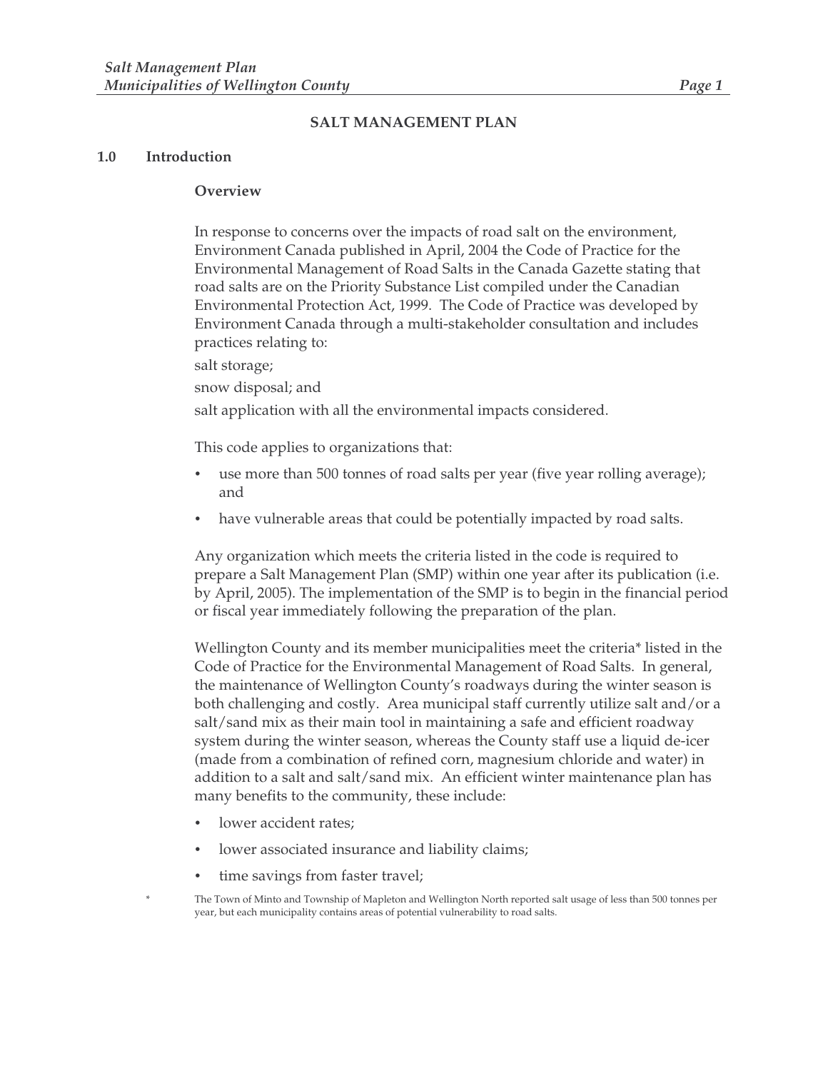# SALT MANAGEMENT PLAN

## 1.0 Introduction

### Overview

In response to concerns over the impacts of road salt on the environment, Environment Canada published in April, 2004 the Code of Practice for the Environmental Management of Road Salts in the Canada Gazette stating that road salts are on the Priority Substance List compiled under the Canadian Environmental Protection Act, 1999. The Code of Practice was developed by Environment Canada through a multi-stakeholder consultation and includes practices relating to:

salt storage;

snow disposal; and

salt application with all the environmental impacts considered.

This code applies to organizations that:

- use more than 500 tonnes of road salts per year (five year rolling average); and
- have vulnerable areas that could be potentially impacted by road salts.

Any organization which meets the criteria listed in the code is required to prepare a Salt Management Plan (SMP) within one year after its publication (i.e. by April, 2005). The implementation of the SMP is to begin in the financial period or fiscal year immediately following the preparation of the plan.

Wellington County and its member municipalities meet the criteria* listed in the Code of Practice for the Environmental Management of Road Salts. In general, the maintenance of Wellington County's roadways during the winter season is both challenging and costly. Area municipal staff currently utilize salt and/or a salt/sand mix as their main tool in maintaining a safe and efficient roadway system during the winter season, whereas the County staff use a liquid de-icer (made from a combination of refined corn, magnesium chloride and water) in addition to a salt and salt/sand mix. An efficient winter maintenance plan has many benefits to the community, these include:

- lower accident rates;
- lower associated insurance and liability claims;
- time savings from faster travel;

\* The Town of Minto and Township of Mapleton and Wellington North reported salt usage of less than 500 tonnes per year, but each municipality contains areas of potential vulnerability to road salts.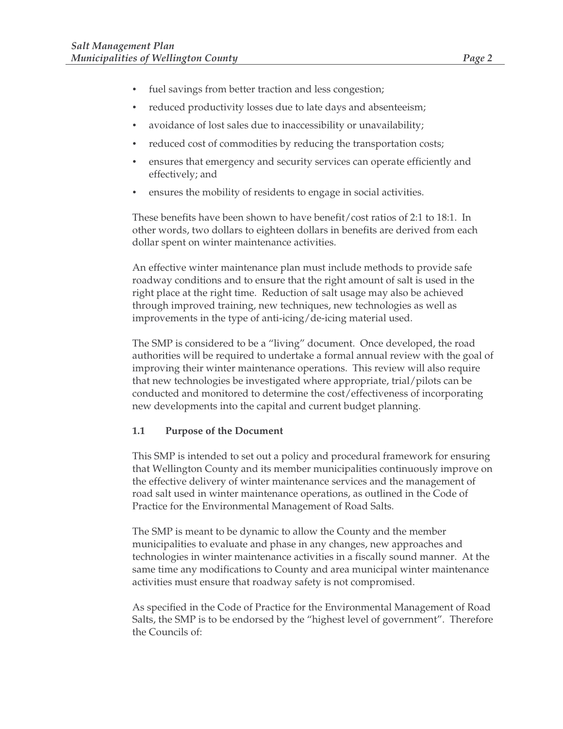- fuel savings from better traction and less congestion;
- reduced productivity losses due to late days and absenteeism;
- avoidance of lost sales due to inaccessibility or unavailability;
- reduced cost of commodities by reducing the transportation costs;
- ensures that emergency and security services can operate efficiently and effectively; and
- ensures the mobility of residents to engage in social activities.

These benefits have been shown to have benefit/cost ratios of 2:1 to 18:1. In other words, two dollars to eighteen dollars in benefits are derived from each dollar spent on winter maintenance activities.

An effective winter maintenance plan must include methods to provide safe roadway conditions and to ensure that the right amount of salt is used in the right place at the right time. Reduction of salt usage may also be achieved through improved training, new techniques, new technologies as well as improvements in the type of anti-icing/de-icing material used.

The SMP is considered to be a "living" document. Once developed, the road authorities will be required to undertake a formal annual review with the goal of improving their winter maintenance operations. This review will also require that new technologies be investigated where appropriate, trial/pilots can be conducted and monitored to determine the cost/effectiveness of incorporating new developments into the capital and current budget planning.

### 1.1 Purpose of the Document

This SMP is intended to set out a policy and procedural framework for ensuring that Wellington County and its member municipalities continuously improve on the effective delivery of winter maintenance services and the management of road salt used in winter maintenance operations, as outlined in the Code of Practice for the Environmental Management of Road Salts.

The SMP is meant to be dynamic to allow the County and the member municipalities to evaluate and phase in any changes, new approaches and technologies in winter maintenance activities in a fiscally sound manner. At the same time any modifications to County and area municipal winter maintenance activities must ensure that roadway safety is not compromised.

As specified in the Code of Practice for the Environmental Management of Road Salts, the SMP is to be endorsed by the "highest level of government". Therefore the Councils of: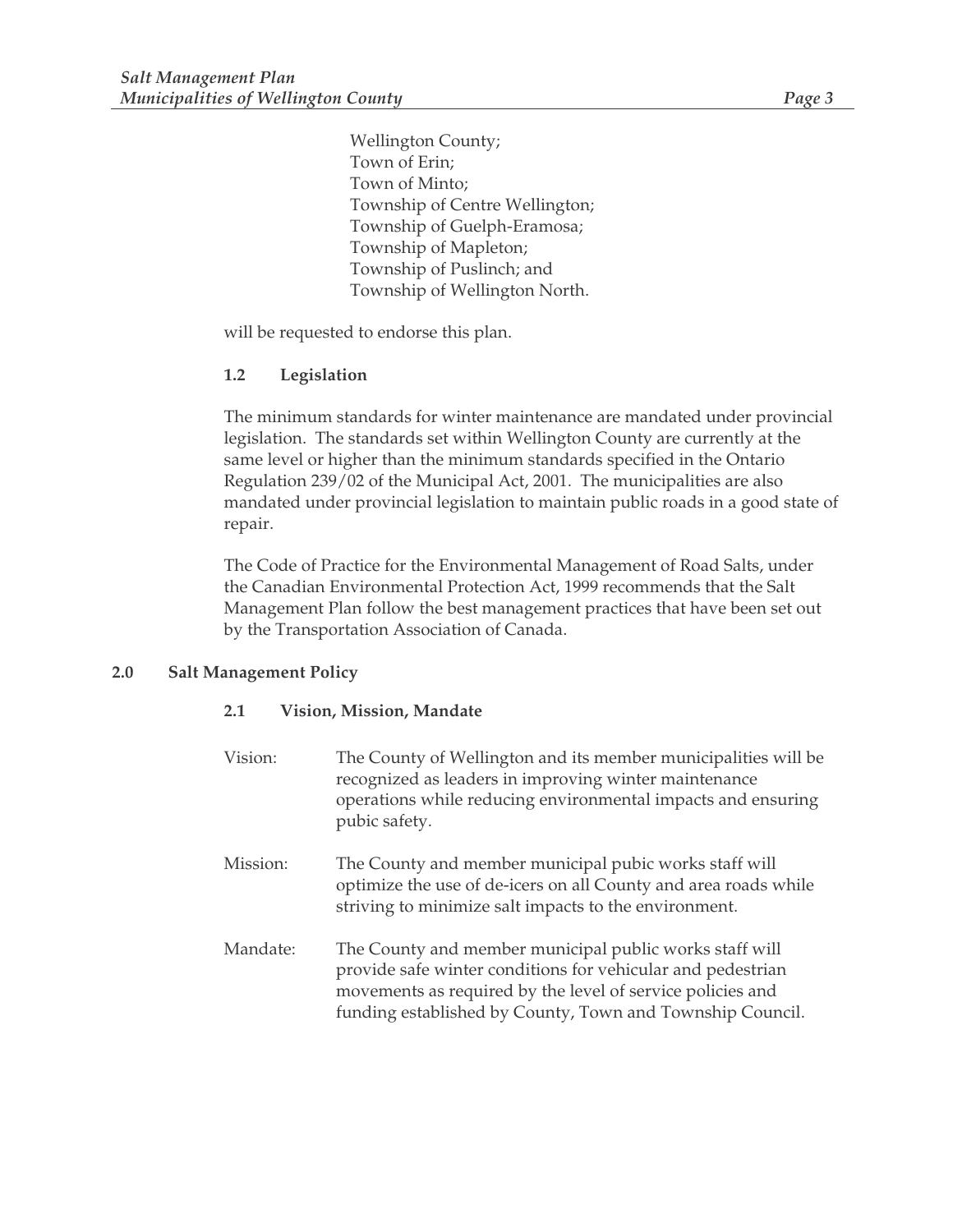Wellington County;
Town of Erin;
Town of Minto;
Township of Centre Wellington;
Township of Guelph-Eramosa;
Township of Mapleton;
Township of Puslinch; and
Township of Wellington North.

will be requested to endorse this plan.

### 1.2 Legislation

The minimum standards for winter maintenance are mandated under provincial legislation. The standards set within Wellington County are currently at the same level or higher than the minimum standards specified in the Ontario Regulation 239/02 of the Municipal Act, 2001. The municipalities are also mandated under provincial legislation to maintain public roads in a good state of repair.

The Code of Practice for the Environmental Management of Road Salts, under the Canadian Environmental Protection Act, 1999 recommends that the Salt Management Plan follow the best management practices that have been set out by the Transportation Association of Canada.

## 2.0 Salt Management Policy

### 2.1 Vision, Mission, Mandate

Vision: The County of Wellington and its member municipalities will be recognized as leaders in improving winter maintenance operations while reducing environmental impacts and ensuring pubic safety.

Mission: The County and member municipal pubic works staff will optimize the use of de-icers on all County and area roads while striving to minimize salt impacts to the environment.

Mandate: The County and member municipal public works staff will provide safe winter conditions for vehicular and pedestrian movements as required by the level of service policies and funding established by County, Town and Township Council.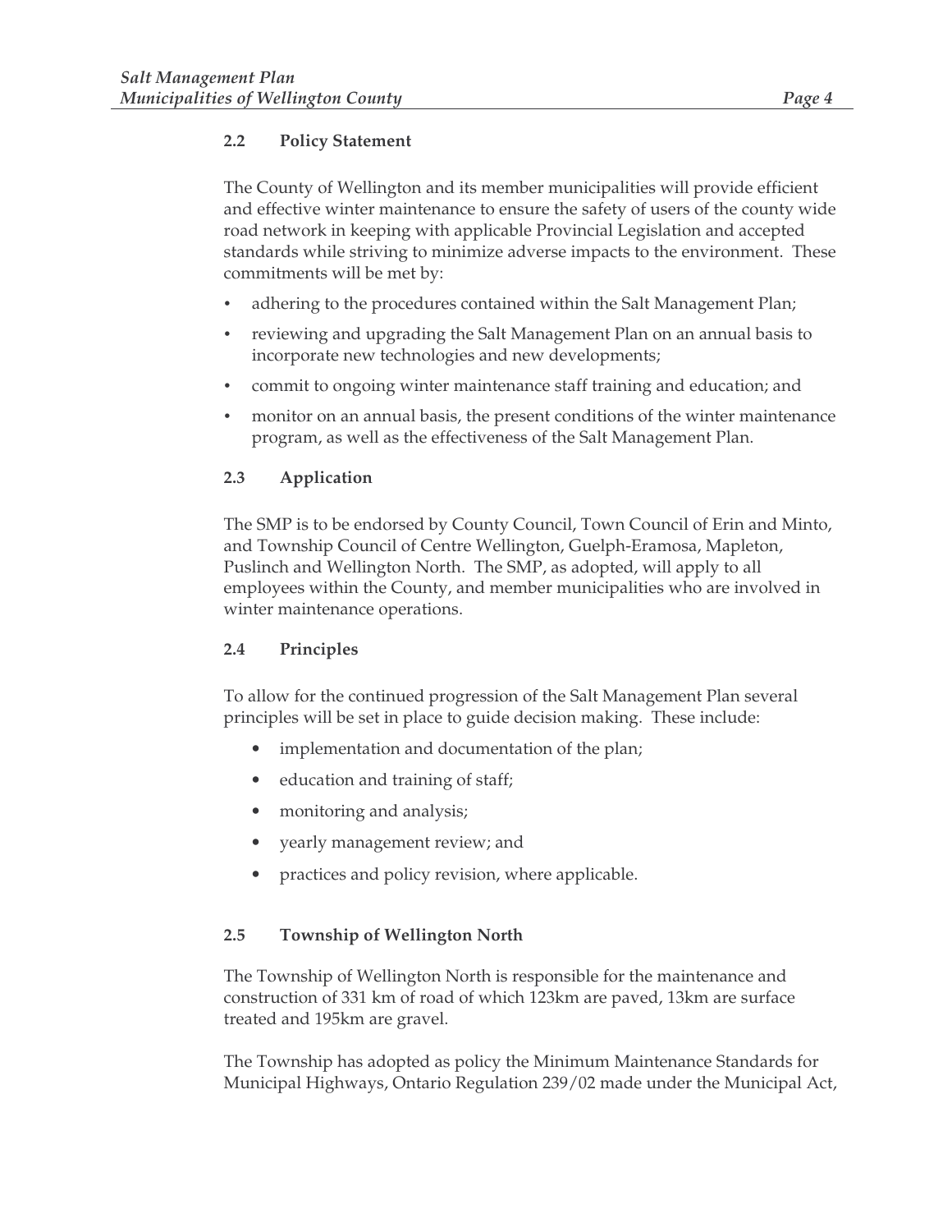### 2.2 Policy Statement

The County of Wellington and its member municipalities will provide efficient and effective winter maintenance to ensure the safety of users of the county wide road network in keeping with applicable Provincial Legislation and accepted standards while striving to minimize adverse impacts to the environment. These commitments will be met by:

- adhering to the procedures contained within the Salt Management Plan;
- reviewing and upgrading the Salt Management Plan on an annual basis to incorporate new technologies and new developments;
- commit to ongoing winter maintenance staff training and education; and
- monitor on an annual basis, the present conditions of the winter maintenance program, as well as the effectiveness of the Salt Management Plan.

### 2.3 Application

The SMP is to be endorsed by County Council, Town Council of Erin and Minto, and Township Council of Centre Wellington, Guelph-Eramosa, Mapleton, Puslinch and Wellington North. The SMP, as adopted, will apply to all employees within the County, and member municipalities who are involved in winter maintenance operations.

### 2.4 Principles

To allow for the continued progression of the Salt Management Plan several principles will be set in place to guide decision making. These include:

- implementation and documentation of the plan;
- education and training of staff;
- monitoring and analysis;
- yearly management review; and
- practices and policy revision, where applicable.

### 2.5 Township of Wellington North

The Township of Wellington North is responsible for the maintenance and construction of 331 km of road of which 123km are paved, 13km are surface treated and 195km are gravel.

The Township has adopted as policy the Minimum Maintenance Standards for Municipal Highways, Ontario Regulation 239/02 made under the Municipal Act,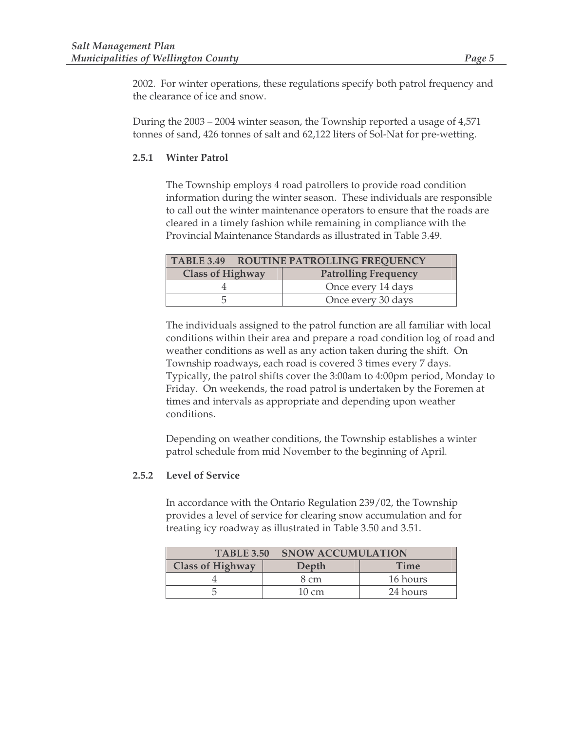2002. For winter operations, these regulations specify both patrol frequency and the clearance of ice and snow.

During the 2003 – 2004 winter season, the Township reported a usage of 4,571 tonnes of sand, 426 tonnes of salt and 62,122 liters of Sol-Nat for pre-wetting.

### 2.5.1 Winter Patrol

The Township employs 4 road patrollers to provide road condition information during the winter season. These individuals are responsible to call out the winter maintenance operators to ensure that the roads are cleared in a timely fashion while remaining in compliance with the Provincial Maintenance Standards as illustrated in Table 3.49.

| TABLE 3.49 ROUTINE PATROLLING FREQUENCY | |
|---|---|
| **Class of Highway** | **Patrolling Frequency** |
| 4 | Once every 14 days |
| 5 | Once every 30 days |

The individuals assigned to the patrol function are all familiar with local conditions within their area and prepare a road condition log of road and weather conditions as well as any action taken during the shift. On Township roadways, each road is covered 3 times every 7 days. Typically, the patrol shifts cover the 3:00am to 4:00pm period, Monday to Friday. On weekends, the road patrol is undertaken by the Foremen at times and intervals as appropriate and depending upon weather conditions.

Depending on weather conditions, the Township establishes a winter patrol schedule from mid November to the beginning of April.

### 2.5.2 Level of Service

In accordance with the Ontario Regulation 239/02, the Township provides a level of service for clearing snow accumulation and for treating icy roadway as illustrated in Table 3.50 and 3.51.

| TABLE 3.50 SNOW ACCUMULATION | | |
|---|---|---|
| **Class of Highway** | **Depth** | **Time** |
| 4 | 8 cm | 16 hours |
| 5 | 10 cm | 24 hours |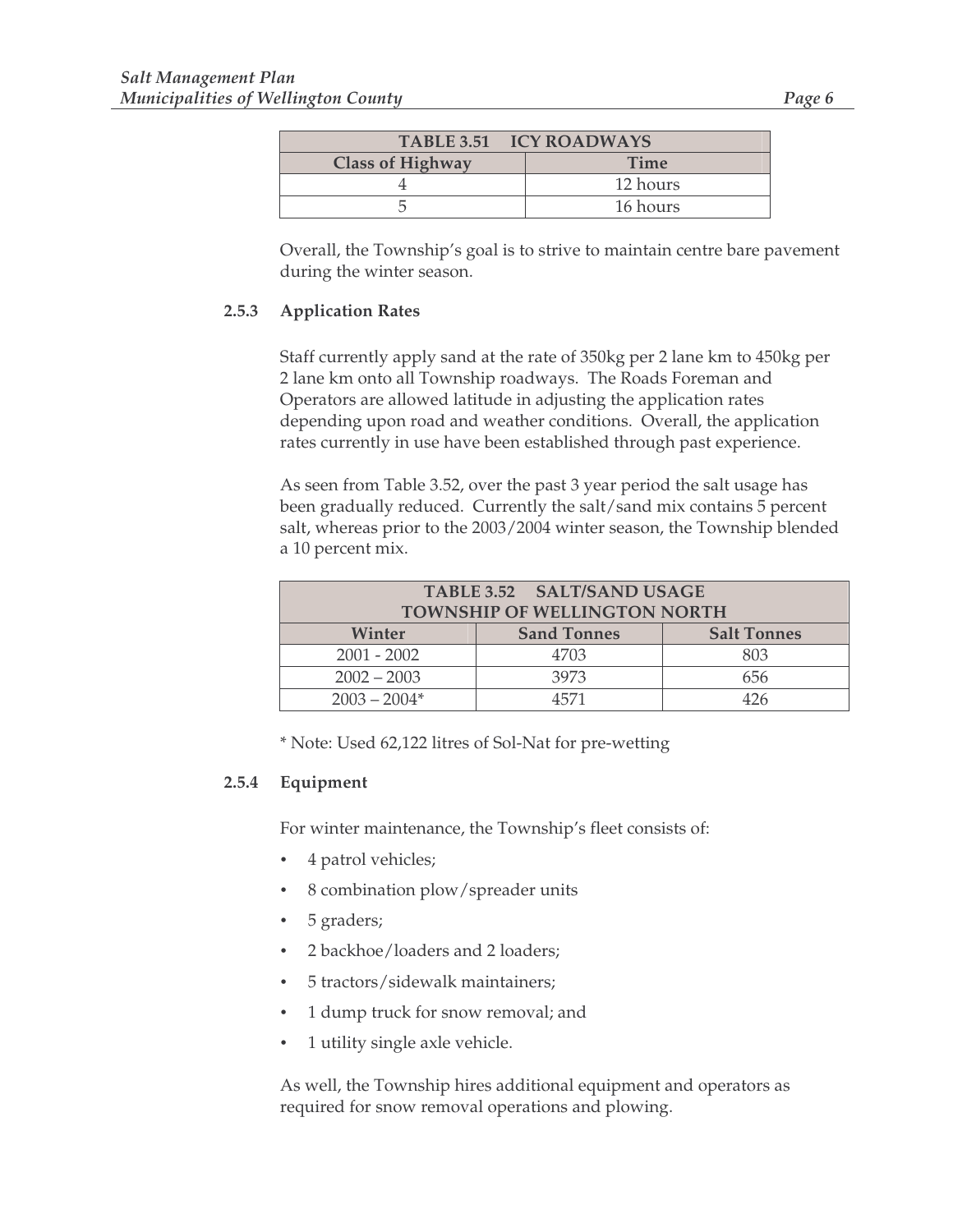| TABLE 3.51 ICY ROADWAYS | |
|---|---|
| **Class of Highway** | **Time** |
| 4 | 12 hours |
| 5 | 16 hours |

Overall, the Township's goal is to strive to maintain centre bare pavement during the winter season.

### 2.5.3 Application Rates

Staff currently apply sand at the rate of 350kg per 2 lane km to 450kg per 2 lane km onto all Township roadways. The Roads Foreman and Operators are allowed latitude in adjusting the application rates depending upon road and weather conditions. Overall, the application rates currently in use have been established through past experience.

As seen from Table 3.52, over the past 3 year period the salt usage has been gradually reduced. Currently the salt/sand mix contains 5 percent salt, whereas prior to the 2003/2004 winter season, the Township blended a 10 percent mix.

| TABLE 3.52 SALT/SAND USAGE TOWNSHIP OF WELLINGTON NORTH | | |
|---|---|---|
| **Winter** | **Sand Tonnes** | **Salt Tonnes** |
| 2001 - 2002 | 4703 | 803 |
| 2002 – 2003 | 3973 | 656 |
| 2003 – 2004* | 4571 | 426 |

* Note: Used 62,122 litres of Sol-Nat for pre-wetting

### 2.5.4 Equipment

For winter maintenance, the Township's fleet consists of:

- 4 patrol vehicles;
- 8 combination plow/spreader units
- 5 graders;
- 2 backhoe/loaders and 2 loaders;
- 5 tractors/sidewalk maintainers;
- 1 dump truck for snow removal; and
- 1 utility single axle vehicle.

As well, the Township hires additional equipment and operators as required for snow removal operations and plowing.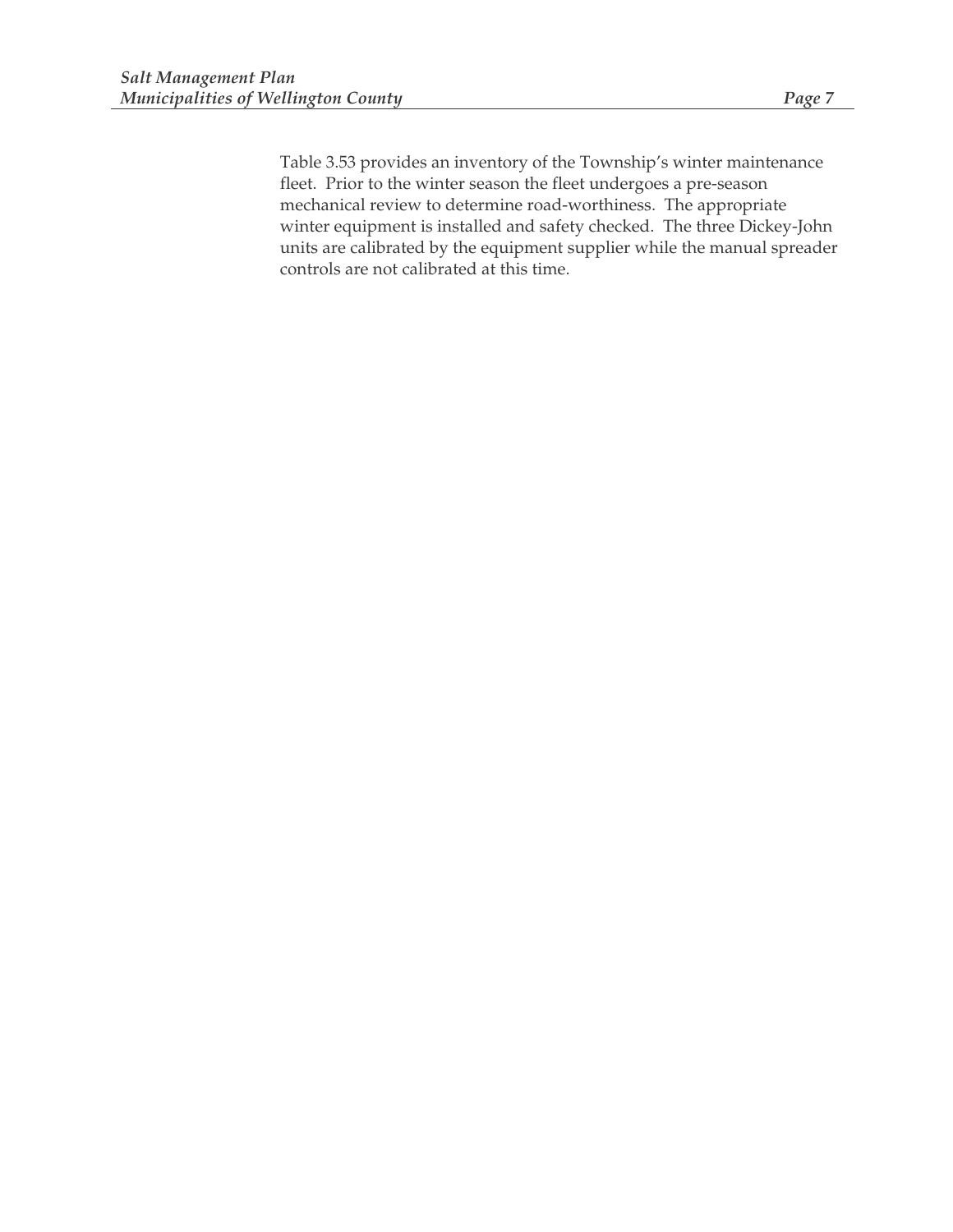Table 3.53 provides an inventory of the Township's winter maintenance fleet. Prior to the winter season the fleet undergoes a pre-season mechanical review to determine road-worthiness. The appropriate winter equipment is installed and safety checked. The three Dickey-John units are calibrated by the equipment supplier while the manual spreader controls are not calibrated at this time.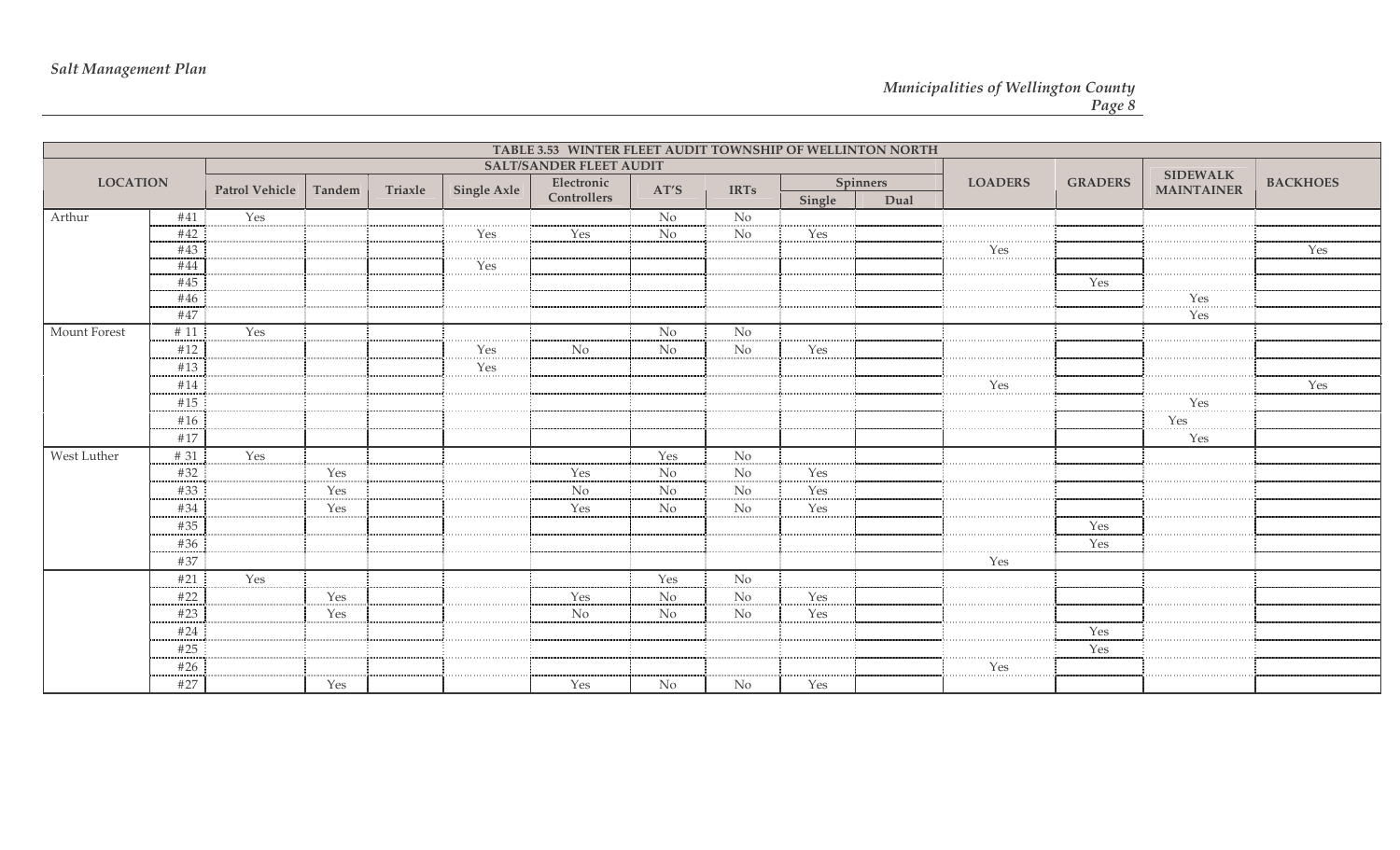| TABLE 3.53 WINTER FLEET AUDIT TOWNSHIP OF WELLINTON NORTH | | | | | | | | | | | | | | | |
|---|---|---|---|---|---|---|---|---|---|---|---|---|---|---|---|
| LOCATION | | SALT/SANDER FLEET AUDIT | | | | | | | | | LOADERS | GRADERS | SIDEWALK MAINTAINER | BACKHOES |
| | | Patrol Vehicle | Tandem | Triaxle | Single Axle | Electronic Controllers | AT'S | IRTs | Spinners | | | | | |
| | | | | | | | | | Single | Dual | | | | |
| Arthur | #41 | Yes | | | | | No | No | | | | | | |
| | #42 | | | | Yes | Yes | No | No | Yes | | | | | |
| | #43 | | | | | | | | | | Yes | | | Yes |
| | #44 | | | | Yes | | | | | | | | | |
| | #45 | | | | | | | | | | | Yes | | |
| | #46 | | | | | | | | | | | | Yes | |
| | #47 | | | | | | | | | | | | Yes | |
| Mount Forest | # 11 | Yes | | | | | No | No | | | | | | |
| | #12 | | | | Yes | No | No | No | Yes | | | | | |
| | #13 | | | | Yes | | | | | | | | | |
| | #14 | | | | | | | | | | Yes | | | Yes |
| | #15 | | | | | | | | | | | | Yes | |
| | #16 | | | | | | | | | | | | Yes | |
| | #17 | | | | | | | | | | | | Yes | |
| West Luther | # 31 | Yes | | | | | Yes | No | | | | | | |
| | #32 | | Yes | | | Yes | No | No | Yes | | | | | |
| | #33 | | Yes | | | No | No | No | Yes | | | | | |
| | #34 | | Yes | | | Yes | No | No | Yes | | | | | |
| | #35 | | | | | | | | | | | Yes | | |
| | #36 | | | | | | | | | | | Yes | | |
| | #37 | | | | | | | | | | Yes | | | |
| | #21 | Yes | | | | | Yes | No | | | | | | |
| | #22 | | Yes | | | Yes | No | No | Yes | | | | | |
| | #23 | | Yes | | | No | No | No | Yes | | | | | |
| | #24 | | | | | | | | | | | Yes | | |
| | #25 | | | | | | | | | | | Yes | | |
| | #26 | | | | | | | | | | Yes | | | |
| | #27 | | Yes | | | Yes | No | No | Yes | | | | | |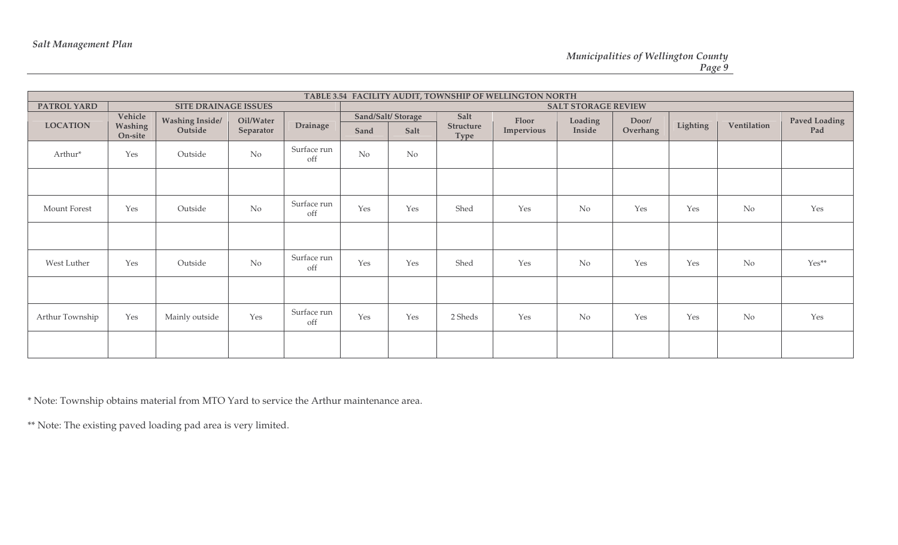| TABLE 3.54 FACILITY AUDIT, TOWNSHIP OF WELLINGTON NORTH | | | | | | | | | | | | | |
|---|---|---|---|---|---|---|---|---|---|---|---|---|---|
| PATROL YARD | SITE DRAINAGE ISSUES | | | | SALT STORAGE REVIEW | | | | | | | | |
| LOCATION | Vehicle Washing On-site | Washing Inside/ Outside | Oil/Water Separator | Drainage | Sand/Salt/ Storage | | Salt Structure Type | Floor Impervious | Loading Inside | Door/ Overhang | Lighting | Ventilation | Paved Loading Pad |
| | | | | | Sand | Salt | | | | | | | |
| Arthur* | Yes | Outside | No | Surface run off | No | No | | | | | | | |
| | | | | | | | | | | | | | |
| Mount Forest | Yes | Outside | No | Surface run off | Yes | Yes | Shed | Yes | No | Yes | Yes | No | Yes |
| | | | | | | | | | | | | | |
| West Luther | Yes | Outside | No | Surface run off | Yes | Yes | Shed | Yes | No | Yes | Yes | No | Yes** |
| | | | | | | | | | | | | | |
| Arthur Township | Yes | Mainly outside | Yes | Surface run off | Yes | Yes | 2 Sheds | Yes | No | Yes | Yes | No | Yes |
| | | | | | | | | | | | | | |

* Note: Township obtains material from MTO Yard to service the Arthur maintenance area.

** Note: The existing paved loading pad area is very limited.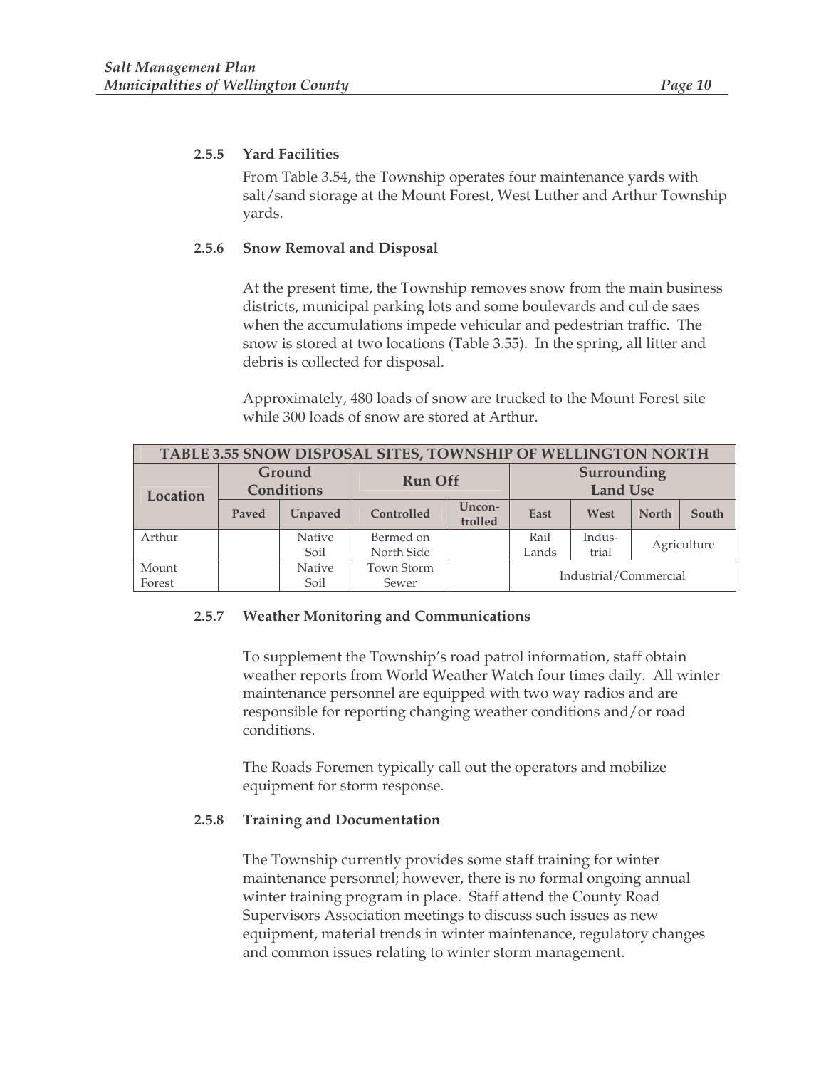### 2.5.5 Yard Facilities

From Table 3.54, the Township operates four maintenance yards with salt/sand storage at the Mount Forest, West Luther and Arthur Township yards.

### 2.5.6 Snow Removal and Disposal

At the present time, the Township removes snow from the main business districts, municipal parking lots and some boulevards and cul de saes when the accumulations impede vehicular and pedestrian traffic. The snow is stored at two locations (Table 3.55). In the spring, all litter and debris is collected for disposal.

Approximately, 480 loads of snow are trucked to the Mount Forest site while 300 loads of snow are stored at Arthur.

| TABLE 3.55 SNOW DISPOSAL SITES, TOWNSHIP OF WELLINGTON NORTH | | | | | | | | |
|---|---|---|---|---|---|---|---|---|
| Location | Ground Conditions | | Run Off | | Surrounding Land Use | | | |
| | Paved | Unpaved | Controlled | Uncon-trolled | East | West | North | South |
| Arthur | | Native Soil | Bermed on North Side | | Rail Lands | Indus-trial | Agriculture | |
| Mount Forest | | Native Soil | Town Storm Sewer | | Industrial/Commercial | | | |

### 2.5.7 Weather Monitoring and Communications

To supplement the Township's road patrol information, staff obtain weather reports from World Weather Watch four times daily. All winter maintenance personnel are equipped with two way radios and are responsible for reporting changing weather conditions and/or road conditions.

The Roads Foremen typically call out the operators and mobilize equipment for storm response.

### 2.5.8 Training and Documentation

The Township currently provides some staff training for winter maintenance personnel; however, there is no formal ongoing annual winter training program in place. Staff attend the County Road Supervisors Association meetings to discuss such issues as new equipment, material trends in winter maintenance, regulatory changes and common issues relating to winter storm management.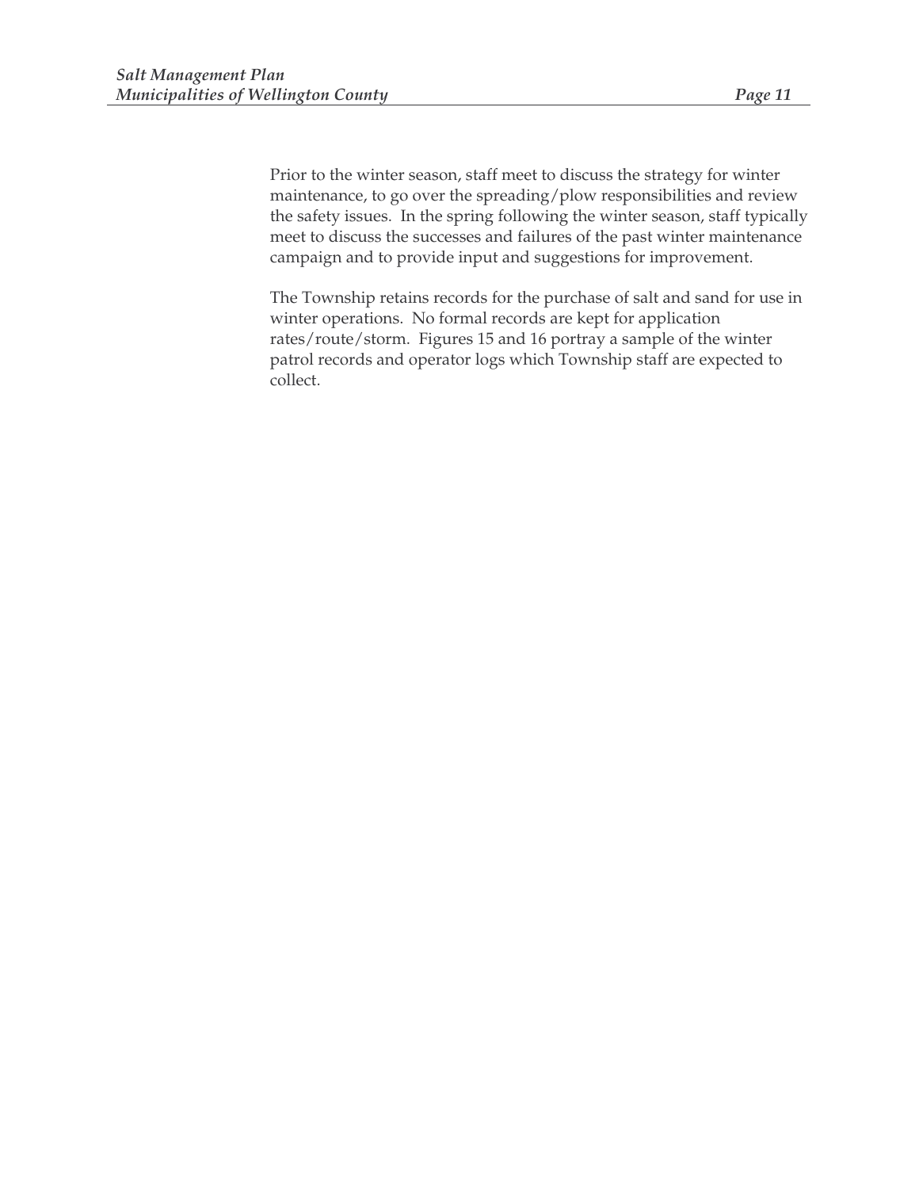Prior to the winter season, staff meet to discuss the strategy for winter maintenance, to go over the spreading/plow responsibilities and review the safety issues. In the spring following the winter season, staff typically meet to discuss the successes and failures of the past winter maintenance campaign and to provide input and suggestions for improvement.

The Township retains records for the purchase of salt and sand for use in winter operations. No formal records are kept for application rates/route/storm. Figures 15 and 16 portray a sample of the winter patrol records and operator logs which Township staff are expected to collect.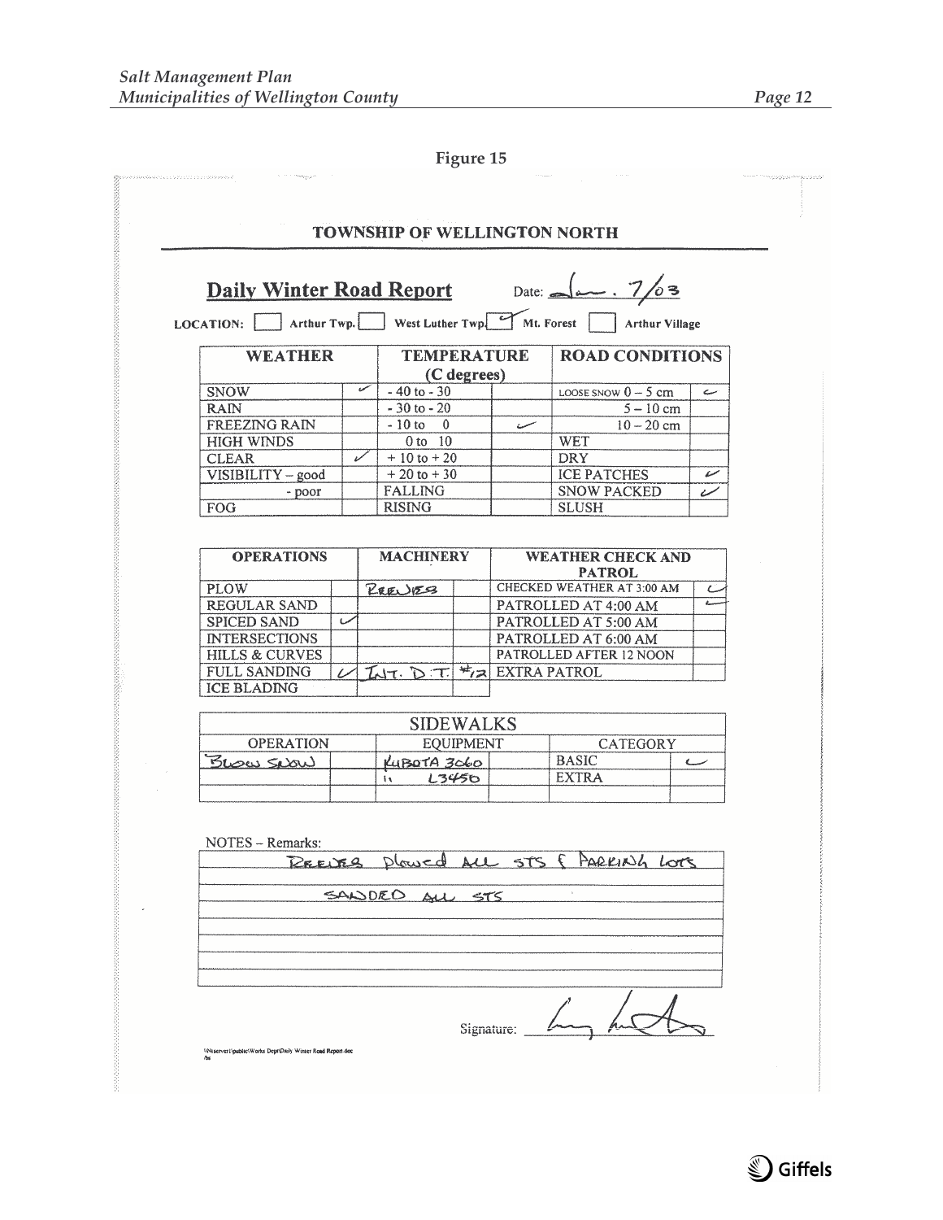Figure 15

## TOWNSHIP OF WELLINGTON NORTH

**Daily Winter Road Report** Date: Jan. 7/03

LOCATION: [ ] Arthur Twp. [ ] West Luther Twp. [✓] Mt. Forest [ ] Arthur Village

| WEATHER | | TEMPERATURE (C degrees) | | ROAD CONDITIONS | |
|---|---|---|---|---|---|
| SNOW | ✓ | - 40 to - 30 | | LOOSE SNOW 0 – 5 cm | ✓ |
| RAIN | | - 30 to - 20 | | 5 – 10 cm | |
| FREEZING RAIN | | - 10 to 0 | ✓ | 10 – 20 cm | |
| HIGH WINDS | | 0 to 10 | | WET | |
| CLEAR | ✓ | + 10 to + 20 | | DRY | |
| VISIBILITY – good | | + 20 to + 30 | | ICE PATCHES | ✓ |
| - poor | | FALLING | | SNOW PACKED | ✓ |
| FOG | | RISING | | SLUSH | |

| OPERATIONS | | MACHINERY | | WEATHER CHECK AND PATROL | |
|---|---|---|---|---|---|
| PLOW | | REEVES | | CHECKED WEATHER AT 3:00 AM | ✓ |
| REGULAR SAND | | | | PATROLLED AT 4:00 AM | ✓ |
| SPICED SAND | ✓ | | | PATROLLED AT 5:00 AM | |
| INTERSECTIONS | | | | PATROLLED AT 6:00 AM | |
| HILLS & CURVES | | | | PATROLLED AFTER 12 NOON | |
| FULL SANDING | ✓ | INT. D.T. | #12 | EXTRA PATROL | |
| ICE BLADING | | | | | |

| SIDEWALKS | | | | | |
|---|---|---|---|---|---|
| OPERATION | | EQUIPMENT | | CATEGORY | |
| BLOW SNOW | | KUBOTA 3060 | | BASIC | ✓ |
| | | " L3450 | | EXTRA | |
| | | | | | |

NOTES – Remarks:

REEVES plowed ALL STS & PARKING LOTS

SANDED ALL STS

Signature: [signature]

\\N\server1\public\Works Dept\Daily Winter Road Report.doc /bs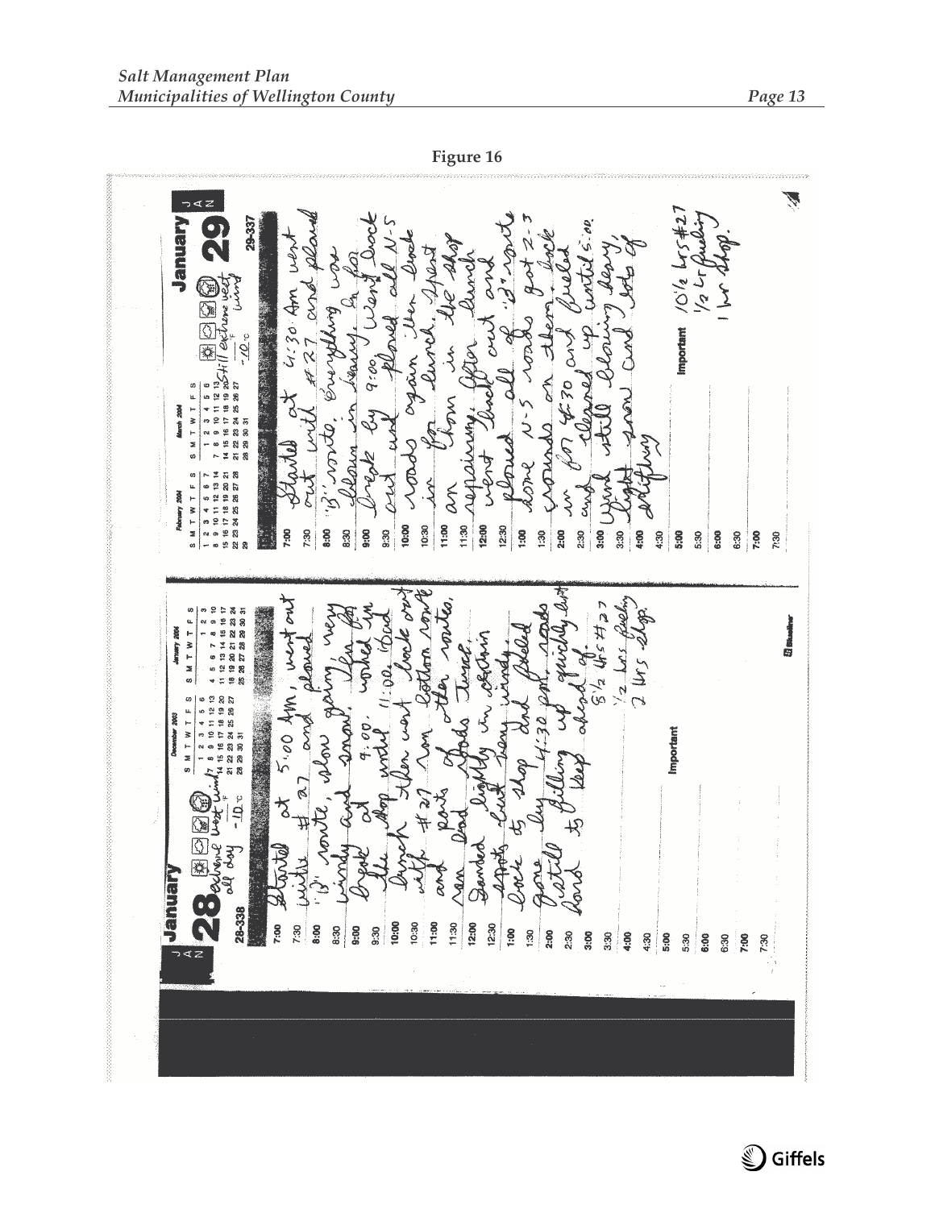**Figure 16**

**January 28** (28-338)

Extreme west wind all day, -10°C

Started at 5:00 Am, went out with #27 and plowed 'B' route, slow going, very windy and snow. Left for break at 9:00. Worked in the shop until 11:00. Had lunch. Then went back out with #27, ran bottom route and parts of other routes. Ran load of sand. Sanded lightly in certain spots but very windy. Back to shop and fueled. Gone by 4:30 pm. Roads still filling up quickly but hard to keep ahead of.

8½ hrs #27
½ hrs fueling
2 hrs shop

**January 29** (29-337)

Still extreme west wind, -10°C

Started at 4:30 Am went out with #27 and plowed 'B' route. Everything was blown in heavy. In for break by 9:00. Went back out and plowed all N-5 roads again then back in for lunch. Spent an hour in the shop repairing. After lunch went back out and plowed all of 'B' route. Done N-5 route, got 2-3 rounds on them. Back in for 4:30 and fueled and cleaned up until 5:00. Wind still blowing heavy, light snow and lots of drifting.

10½ hrs #27
½ hr fueling
1 hr shop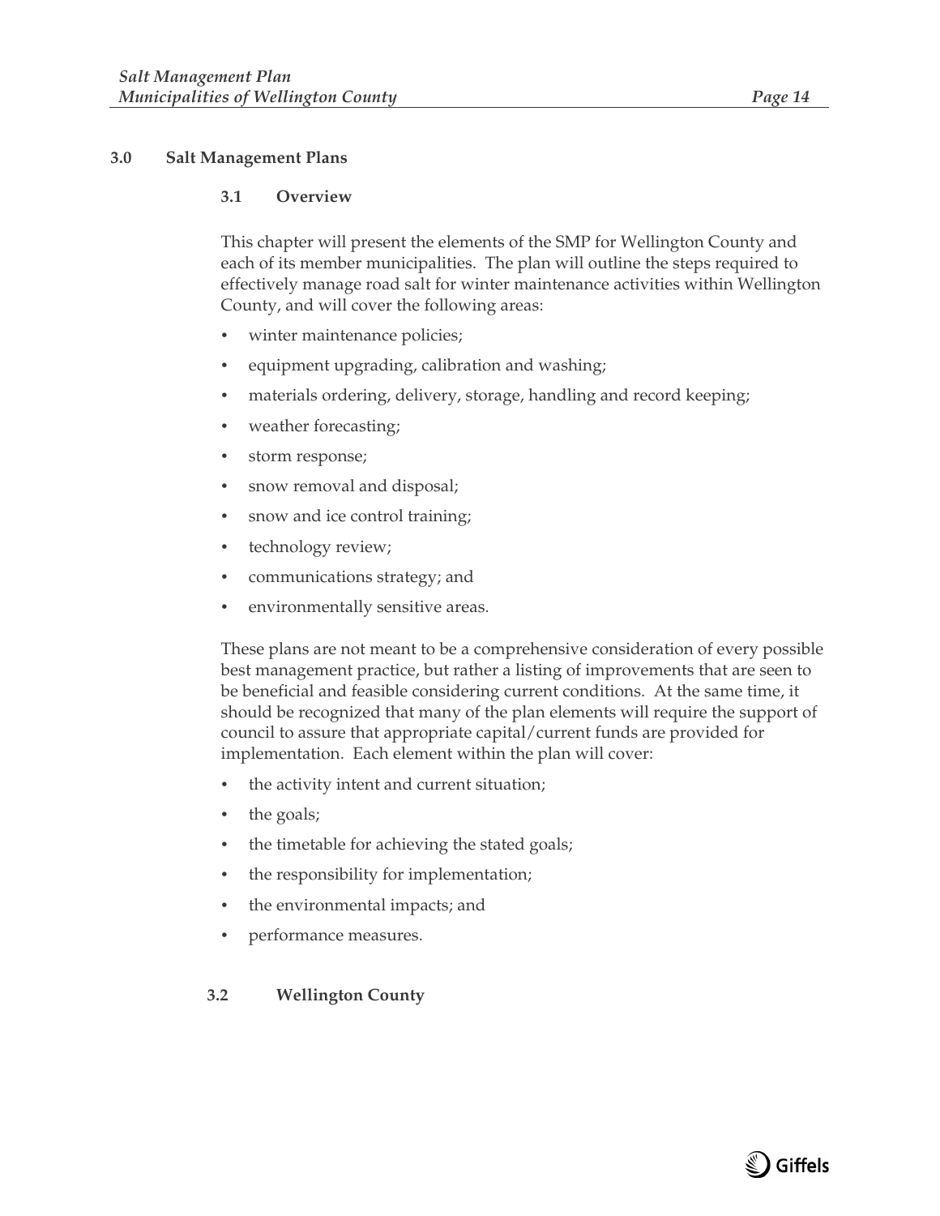# 3.0 Salt Management Plans

## 3.1 Overview

This chapter will present the elements of the SMP for Wellington County and each of its member municipalities. The plan will outline the steps required to effectively manage road salt for winter maintenance activities within Wellington County, and will cover the following areas:

- winter maintenance policies;
- equipment upgrading, calibration and washing;
- materials ordering, delivery, storage, handling and record keeping;
- weather forecasting;
- storm response;
- snow removal and disposal;
- snow and ice control training;
- technology review;
- communications strategy; and
- environmentally sensitive areas.

These plans are not meant to be a comprehensive consideration of every possible best management practice, but rather a listing of improvements that are seen to be beneficial and feasible considering current conditions. At the same time, it should be recognized that many of the plan elements will require the support of council to assure that appropriate capital/current funds are provided for implementation. Each element within the plan will cover:

- the activity intent and current situation;
- the goals;
- the timetable for achieving the stated goals;
- the responsibility for implementation;
- the environmental impacts; and
- performance measures.

## 3.2 Wellington County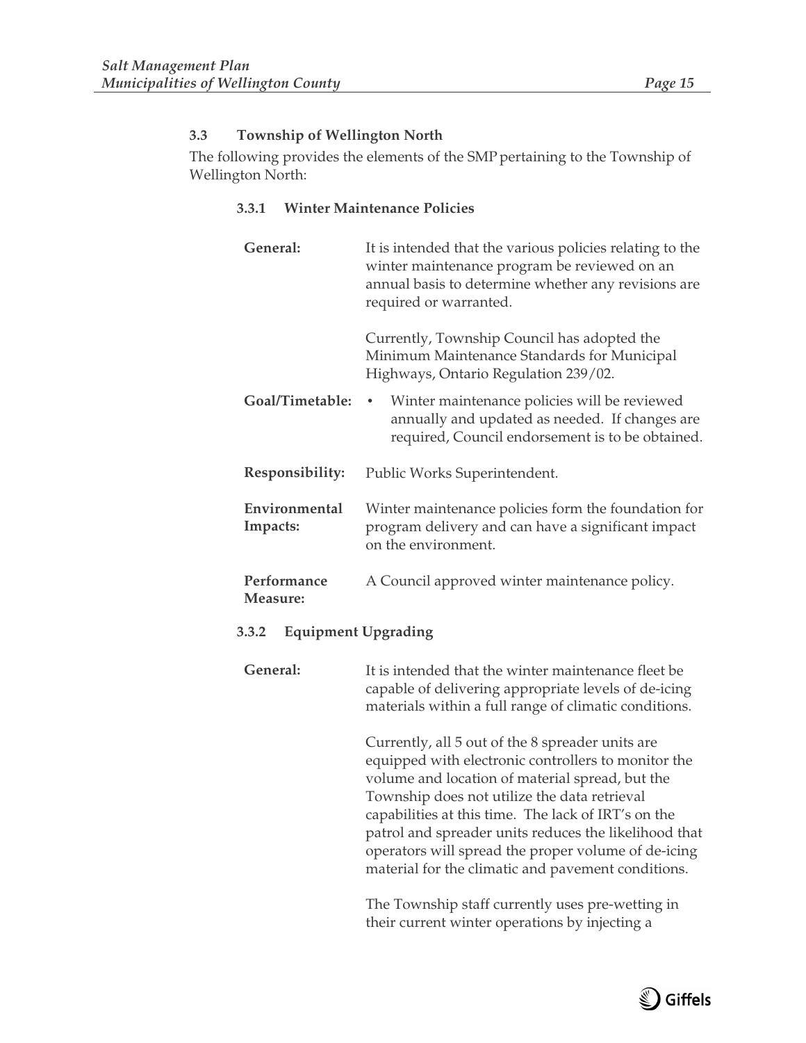### 3.3 Township of Wellington North

The following provides the elements of the SMP pertaining to the Township of Wellington North:

#### 3.3.1 Winter Maintenance Policies

**General:** It is intended that the various policies relating to the winter maintenance program be reviewed on an annual basis to determine whether any revisions are required or warranted.

Currently, Township Council has adopted the Minimum Maintenance Standards for Municipal Highways, Ontario Regulation 239/02.

**Goal/Timetable:**

- Winter maintenance policies will be reviewed annually and updated as needed. If changes are required, Council endorsement is to be obtained.

**Responsibility:** Public Works Superintendent.

**Environmental Impacts:** Winter maintenance policies form the foundation for program delivery and can have a significant impact on the environment.

**Performance Measure:** A Council approved winter maintenance policy.

#### 3.3.2 Equipment Upgrading

**General:** It is intended that the winter maintenance fleet be capable of delivering appropriate levels of de-icing materials within a full range of climatic conditions.

Currently, all 5 out of the 8 spreader units are equipped with electronic controllers to monitor the volume and location of material spread, but the Township does not utilize the data retrieval capabilities at this time. The lack of IRT's on the patrol and spreader units reduces the likelihood that operators will spread the proper volume of de-icing material for the climatic and pavement conditions.

The Township staff currently uses pre-wetting in their current winter operations by injecting a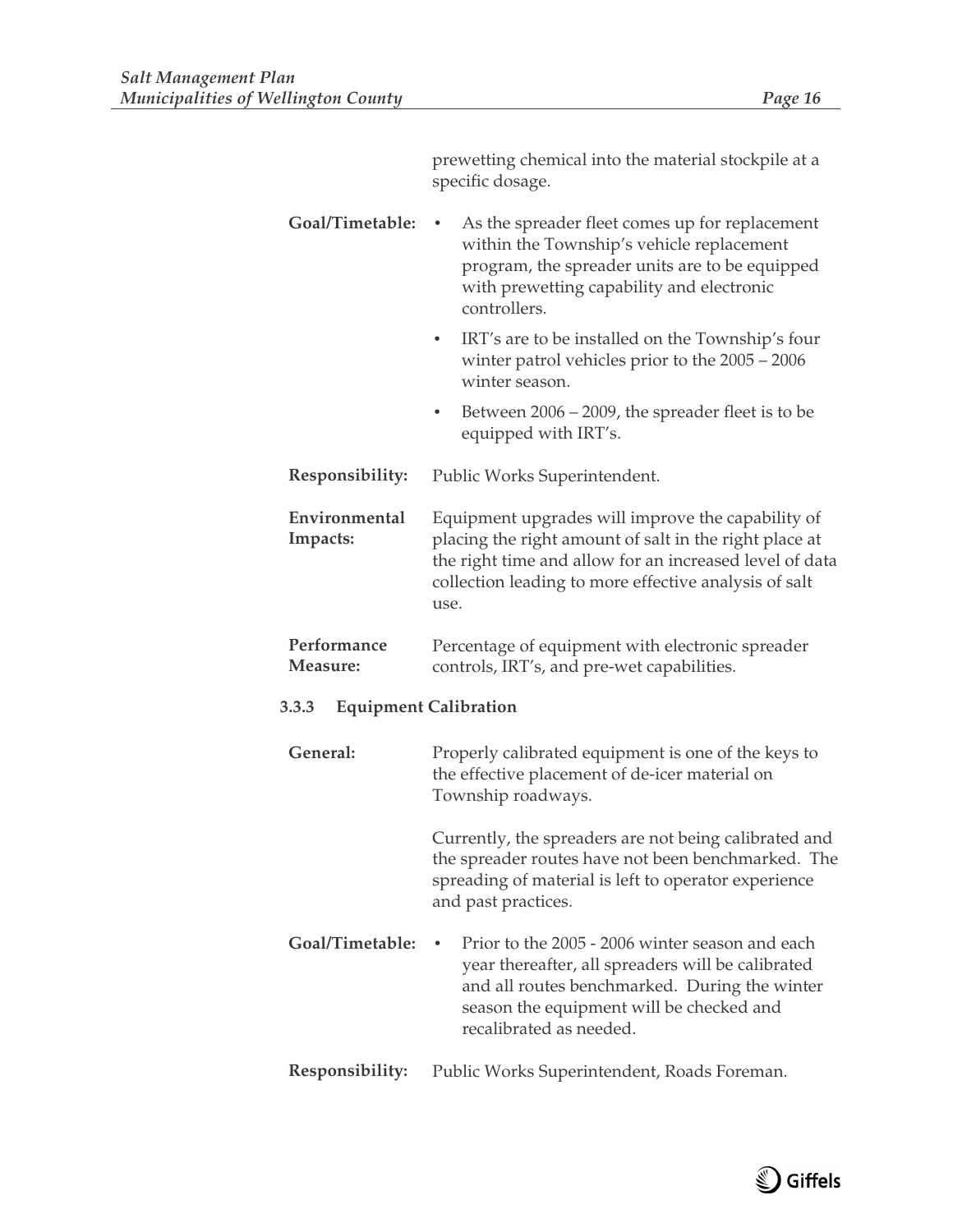prewetting chemical into the material stockpile at a specific dosage.

**Goal/Timetable:**

- As the spreader fleet comes up for replacement within the Township's vehicle replacement program, the spreader units are to be equipped with prewetting capability and electronic controllers.
- IRT's are to be installed on the Township's four winter patrol vehicles prior to the 2005 – 2006 winter season.
- Between 2006 – 2009, the spreader fleet is to be equipped with IRT's.

**Responsibility:** Public Works Superintendent.

**Environmental Impacts:** Equipment upgrades will improve the capability of placing the right amount of salt in the right place at the right time and allow for an increased level of data collection leading to more effective analysis of salt use.

**Performance Measure:** Percentage of equipment with electronic spreader controls, IRT's, and pre-wet capabilities.

### 3.3.3 Equipment Calibration

**General:** Properly calibrated equipment is one of the keys to the effective placement of de-icer material on Township roadways.

Currently, the spreaders are not being calibrated and the spreader routes have not been benchmarked. The spreading of material is left to operator experience and past practices.

**Goal/Timetable:**

- Prior to the 2005 - 2006 winter season and each year thereafter, all spreaders will be calibrated and all routes benchmarked. During the winter season the equipment will be checked and recalibrated as needed.

**Responsibility:** Public Works Superintendent, Roads Foreman.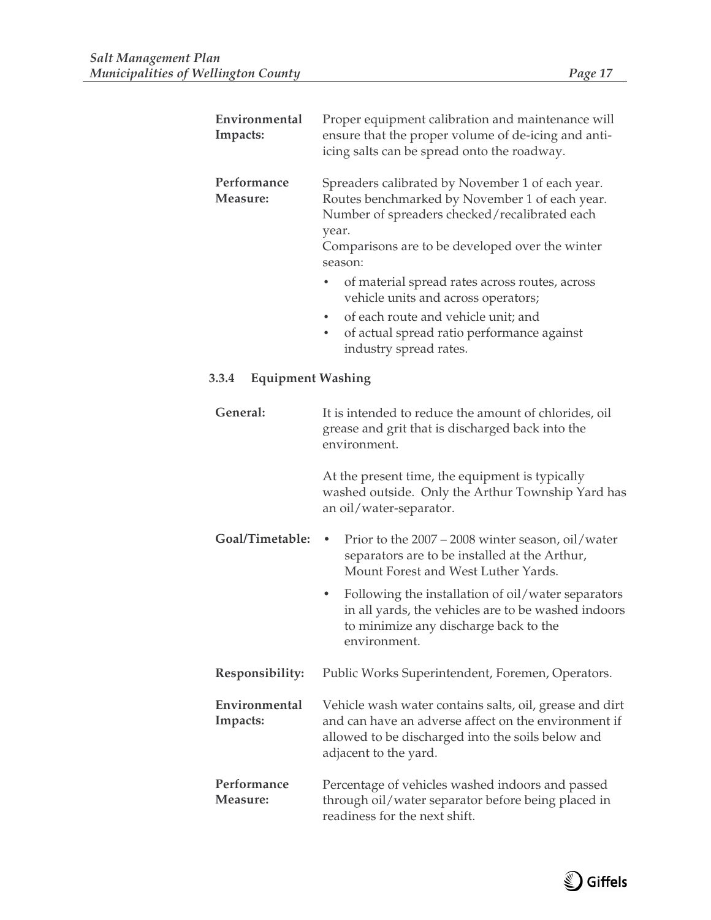**Environmental Impacts:** Proper equipment calibration and maintenance will ensure that the proper volume of de-icing and anti-icing salts can be spread onto the roadway.

**Performance Measure:** Spreaders calibrated by November 1 of each year. Routes benchmarked by November 1 of each year. Number of spreaders checked/recalibrated each year.
Comparisons are to be developed over the winter season:

- of material spread rates across routes, across vehicle units and across operators;
- of each route and vehicle unit; and
- of actual spread ratio performance against industry spread rates.

### 3.3.4 Equipment Washing

**General:** It is intended to reduce the amount of chlorides, oil grease and grit that is discharged back into the environment.

At the present time, the equipment is typically washed outside. Only the Arthur Township Yard has an oil/water-separator.

**Goal/Timetable:**

- Prior to the 2007 – 2008 winter season, oil/water separators are to be installed at the Arthur, Mount Forest and West Luther Yards.
- Following the installation of oil/water separators in all yards, the vehicles are to be washed indoors to minimize any discharge back to the environment.

**Responsibility:** Public Works Superintendent, Foremen, Operators.

**Environmental Impacts:** Vehicle wash water contains salts, oil, grease and dirt and can have an adverse affect on the environment if allowed to be discharged into the soils below and adjacent to the yard.

**Performance Measure:** Percentage of vehicles washed indoors and passed through oil/water separator before being placed in readiness for the next shift.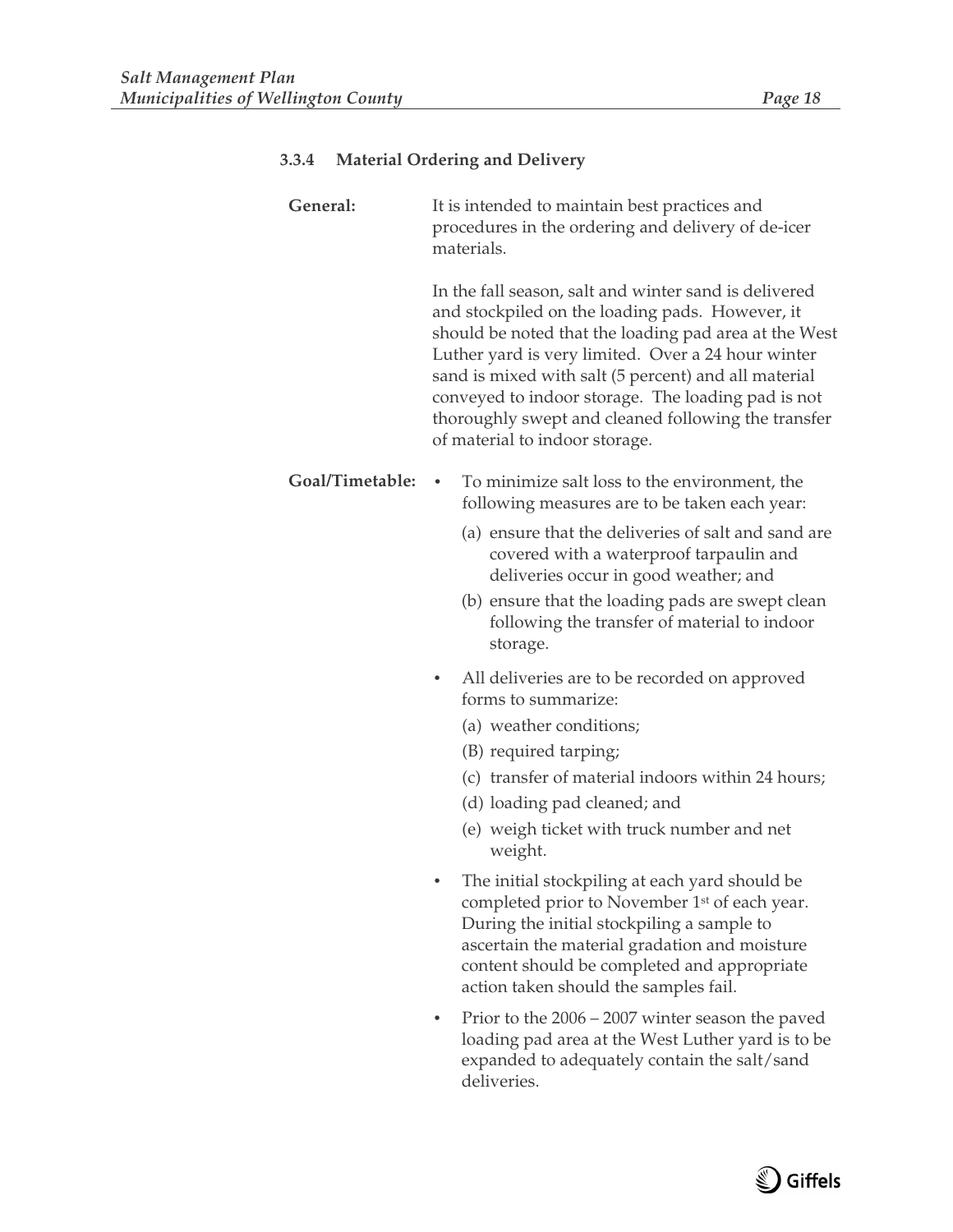### 3.3.4 Material Ordering and Delivery

**General:** It is intended to maintain best practices and procedures in the ordering and delivery of de-icer materials.

In the fall season, salt and winter sand is delivered and stockpiled on the loading pads. However, it should be noted that the loading pad area at the West Luther yard is very limited. Over a 24 hour winter sand is mixed with salt (5 percent) and all material conveyed to indoor storage. The loading pad is not thoroughly swept and cleaned following the transfer of material to indoor storage.

**Goal/Timetable:**

- To minimize salt loss to the environment, the following measures are to be taken each year:
  - (a) ensure that the deliveries of salt and sand are covered with a waterproof tarpaulin and deliveries occur in good weather; and
  - (b) ensure that the loading pads are swept clean following the transfer of material to indoor storage.
- All deliveries are to be recorded on approved forms to summarize:
  - (a) weather conditions;
  - (B) required tarping;
  - (c) transfer of material indoors within 24 hours;
  - (d) loading pad cleaned; and
  - (e) weigh ticket with truck number and net weight.
- The initial stockpiling at each yard should be completed prior to November 1st of each year. During the initial stockpiling a sample to ascertain the material gradation and moisture content should be completed and appropriate action taken should the samples fail.
- Prior to the 2006 – 2007 winter season the paved loading pad area at the West Luther yard is to be expanded to adequately contain the salt/sand deliveries.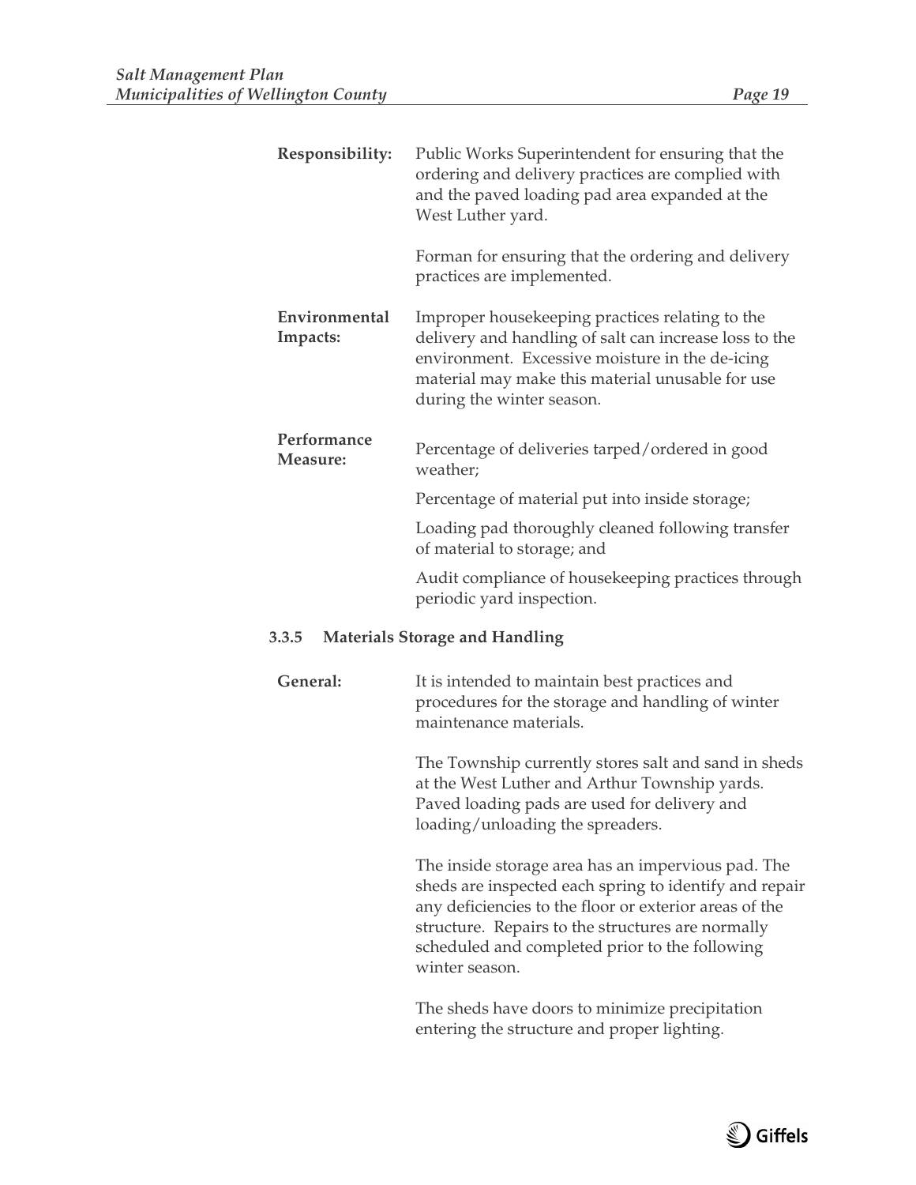**Responsibility:** Public Works Superintendent for ensuring that the ordering and delivery practices are complied with and the paved loading pad area expanded at the West Luther yard.

Forman for ensuring that the ordering and delivery practices are implemented.

**Environmental Impacts:** Improper housekeeping practices relating to the delivery and handling of salt can increase loss to the environment. Excessive moisture in the de-icing material may make this material unusable for use during the winter season.

**Performance Measure:** Percentage of deliveries tarped/ordered in good weather;

Percentage of material put into inside storage;

Loading pad thoroughly cleaned following transfer of material to storage; and

Audit compliance of housekeeping practices through periodic yard inspection.

### 3.3.5 Materials Storage and Handling

**General:** It is intended to maintain best practices and procedures for the storage and handling of winter maintenance materials.

The Township currently stores salt and sand in sheds at the West Luther and Arthur Township yards. Paved loading pads are used for delivery and loading/unloading the spreaders.

The inside storage area has an impervious pad. The sheds are inspected each spring to identify and repair any deficiencies to the floor or exterior areas of the structure. Repairs to the structures are normally scheduled and completed prior to the following winter season.

The sheds have doors to minimize precipitation entering the structure and proper lighting.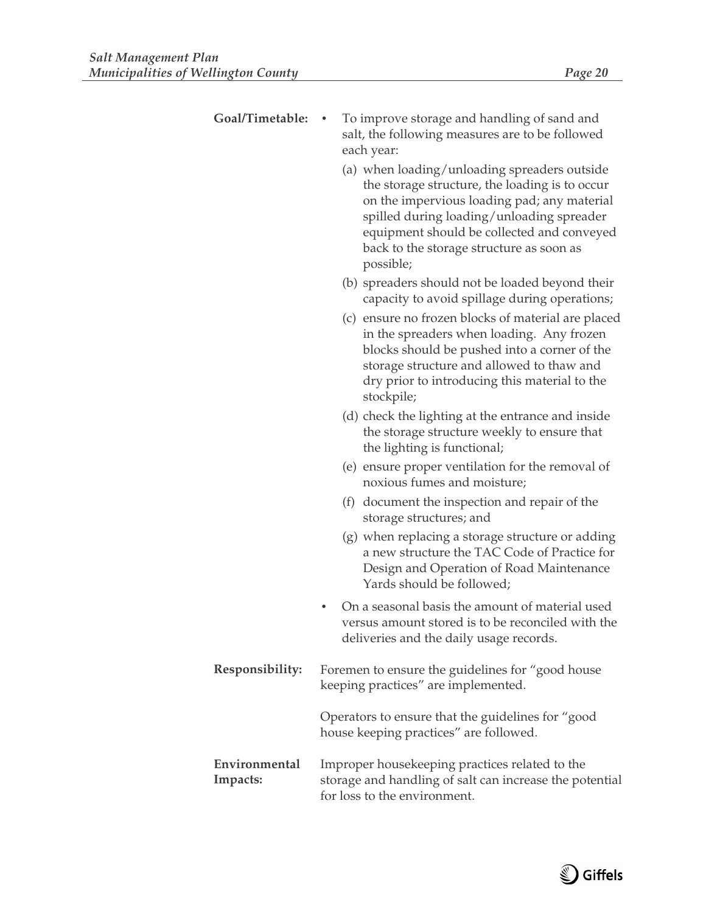**Goal/Timetable:**

- To improve storage and handling of sand and salt, the following measures are to be followed each year:
  - (a) when loading/unloading spreaders outside the storage structure, the loading is to occur on the impervious loading pad; any material spilled during loading/unloading spreader equipment should be collected and conveyed back to the storage structure as soon as possible;
  - (b) spreaders should not be loaded beyond their capacity to avoid spillage during operations;
  - (c) ensure no frozen blocks of material are placed in the spreaders when loading. Any frozen blocks should be pushed into a corner of the storage structure and allowed to thaw and dry prior to introducing this material to the stockpile;
  - (d) check the lighting at the entrance and inside the storage structure weekly to ensure that the lighting is functional;
  - (e) ensure proper ventilation for the removal of noxious fumes and moisture;
  - (f) document the inspection and repair of the storage structures; and
  - (g) when replacing a storage structure or adding a new structure the TAC Code of Practice for Design and Operation of Road Maintenance Yards should be followed;
- On a seasonal basis the amount of material used versus amount stored is to be reconciled with the deliveries and the daily usage records.

**Responsibility:**

Foremen to ensure the guidelines for "good house keeping practices" are implemented.

Operators to ensure that the guidelines for "good house keeping practices" are followed.

**Environmental Impacts:**

Improper housekeeping practices related to the storage and handling of salt can increase the potential for loss to the environment.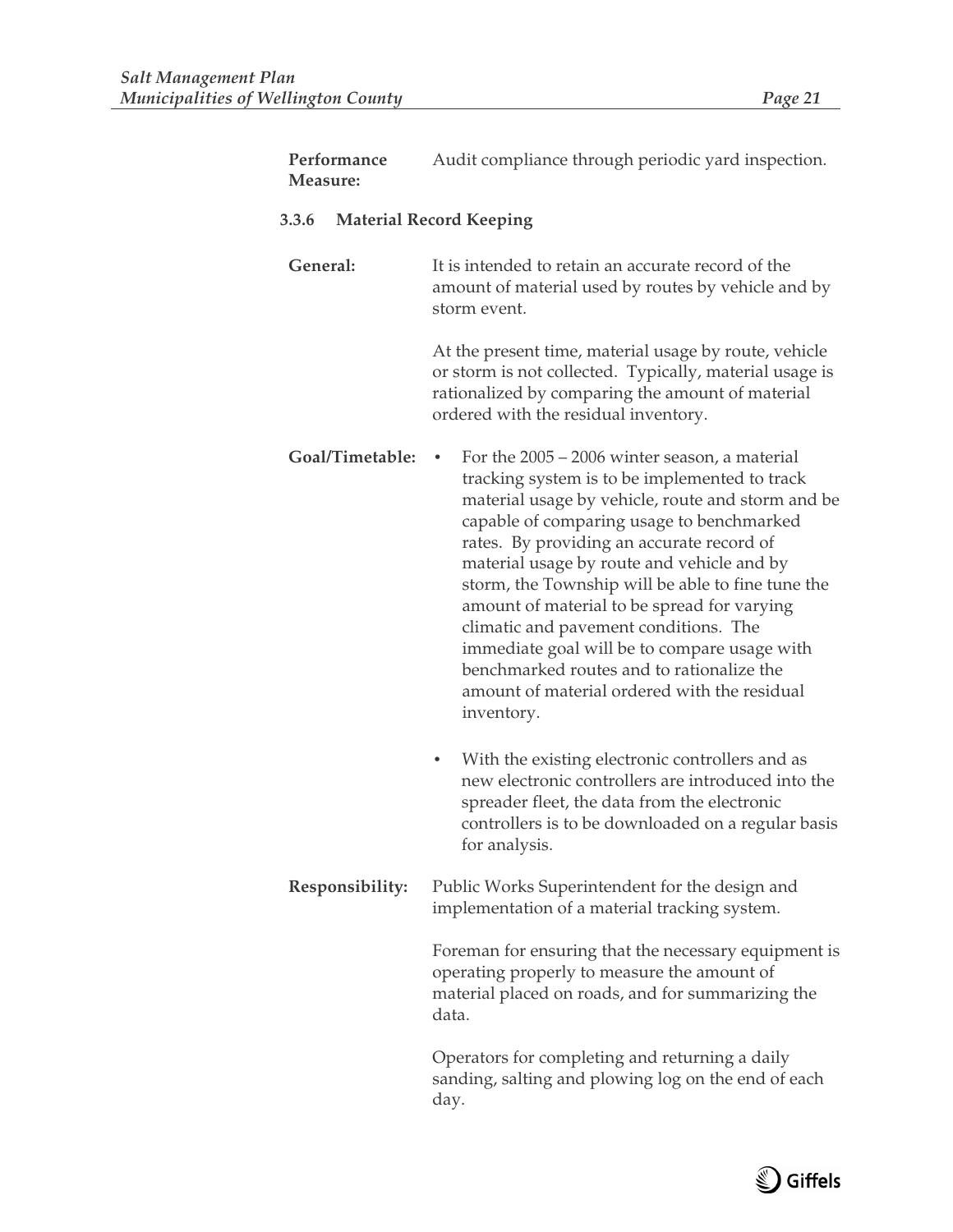**Performance Measure:** Audit compliance through periodic yard inspection.

### 3.3.6 Material Record Keeping

**General:** It is intended to retain an accurate record of the amount of material used by routes by vehicle and by storm event.

At the present time, material usage by route, vehicle or storm is not collected. Typically, material usage is rationalized by comparing the amount of material ordered with the residual inventory.

**Goal/Timetable:**

- For the 2005 – 2006 winter season, a material tracking system is to be implemented to track material usage by vehicle, route and storm and be capable of comparing usage to benchmarked rates. By providing an accurate record of material usage by route and vehicle and by storm, the Township will be able to fine tune the amount of material to be spread for varying climatic and pavement conditions. The immediate goal will be to compare usage with benchmarked routes and to rationalize the amount of material ordered with the residual inventory.
- With the existing electronic controllers and as new electronic controllers are introduced into the spreader fleet, the data from the electronic controllers is to be downloaded on a regular basis for analysis.

**Responsibility:** Public Works Superintendent for the design and implementation of a material tracking system.

Foreman for ensuring that the necessary equipment is operating properly to measure the amount of material placed on roads, and for summarizing the data.

Operators for completing and returning a daily sanding, salting and plowing log on the end of each day.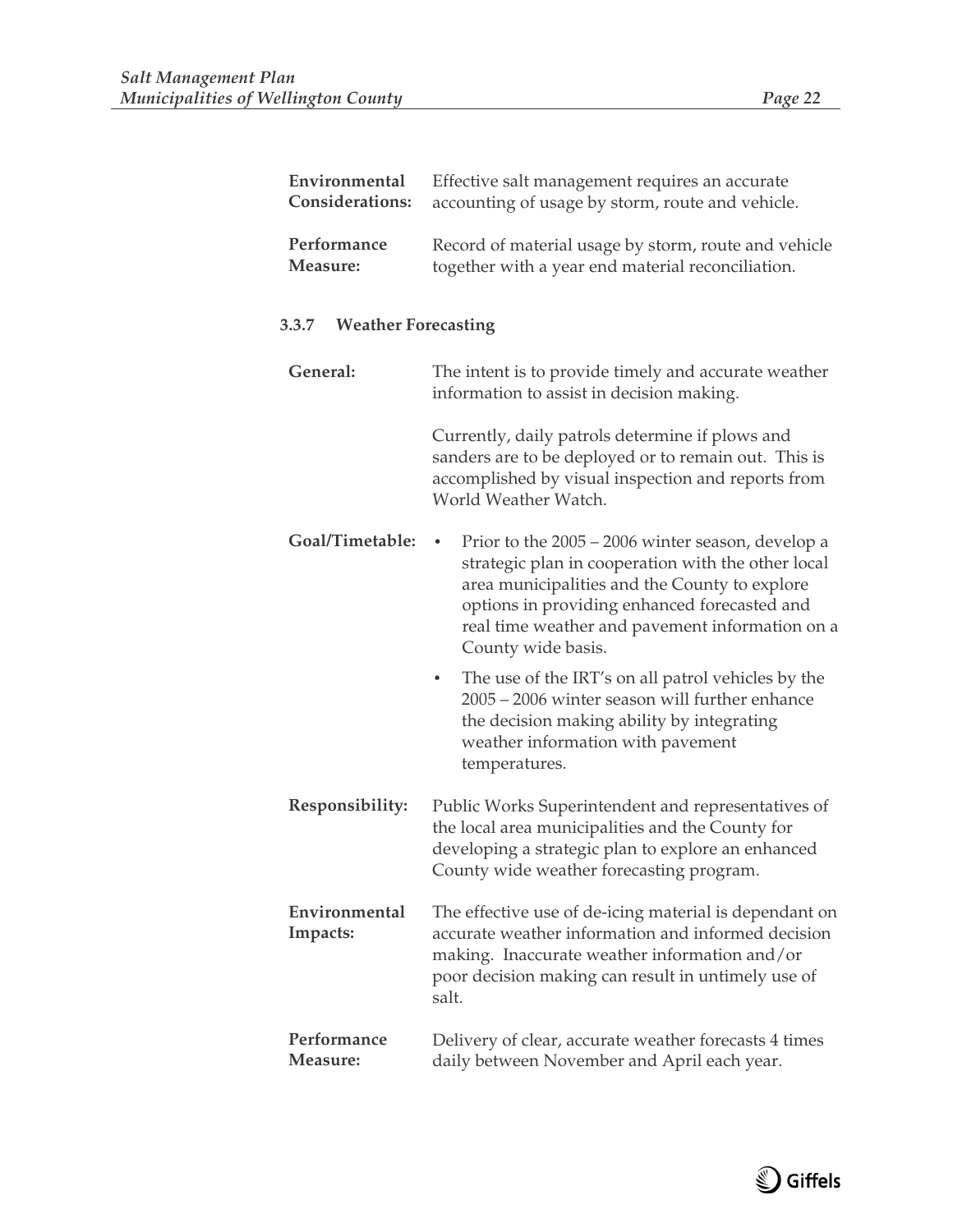**Environmental Considerations:** Effective salt management requires an accurate accounting of usage by storm, route and vehicle.

**Performance Measure:** Record of material usage by storm, route and vehicle together with a year end material reconciliation.

### 3.3.7 Weather Forecasting

**General:** The intent is to provide timely and accurate weather information to assist in decision making.

Currently, daily patrols determine if plows and sanders are to be deployed or to remain out. This is accomplished by visual inspection and reports from World Weather Watch.

**Goal/Timetable:**

- Prior to the 2005 – 2006 winter season, develop a strategic plan in cooperation with the other local area municipalities and the County to explore options in providing enhanced forecasted and real time weather and pavement information on a County wide basis.
- The use of the IRT's on all patrol vehicles by the 2005 – 2006 winter season will further enhance the decision making ability by integrating weather information with pavement temperatures.

**Responsibility:** Public Works Superintendent and representatives of the local area municipalities and the County for developing a strategic plan to explore an enhanced County wide weather forecasting program.

**Environmental Impacts:** The effective use of de-icing material is dependant on accurate weather information and informed decision making. Inaccurate weather information and/or poor decision making can result in untimely use of salt.

**Performance Measure:** Delivery of clear, accurate weather forecasts 4 times daily between November and April each year.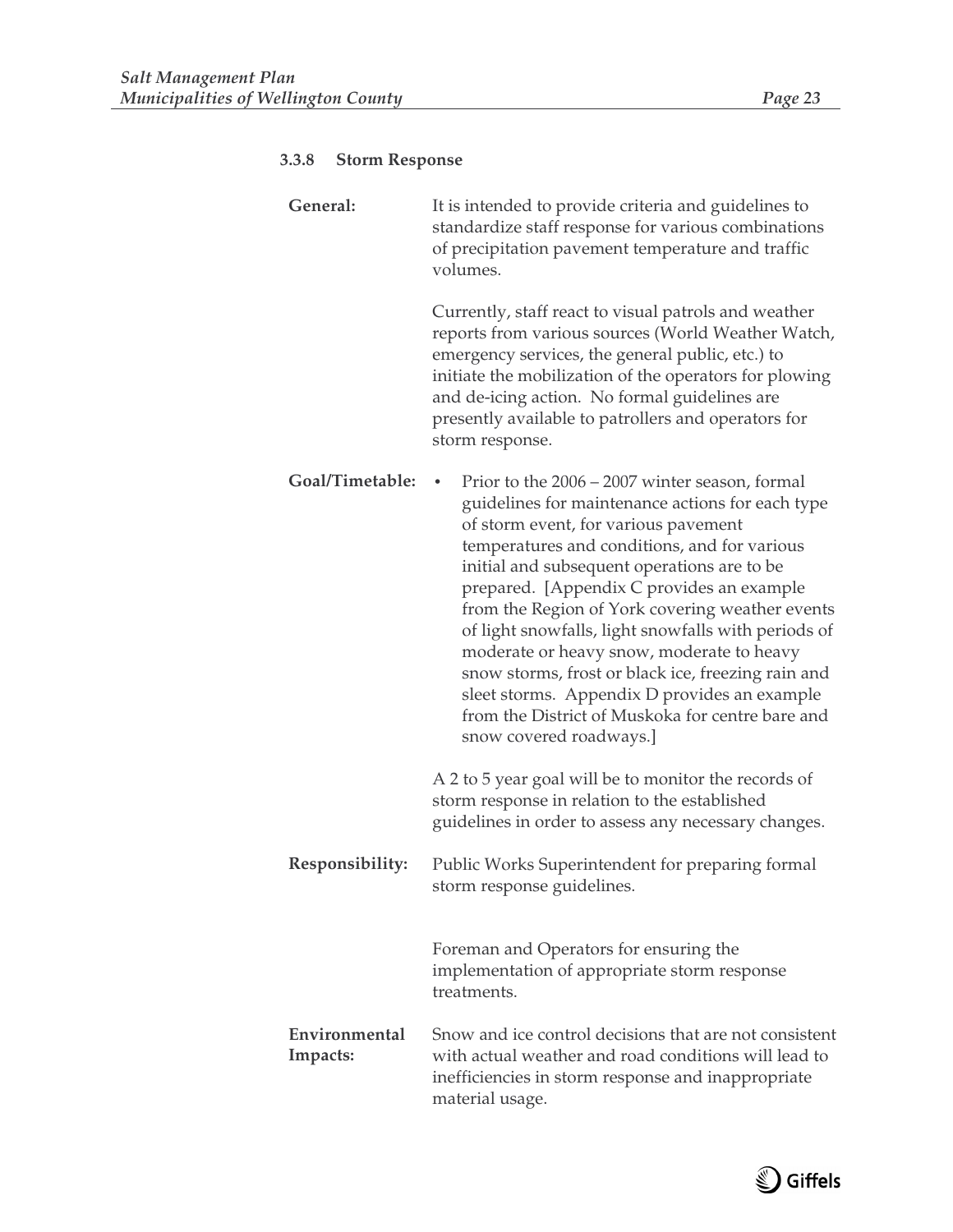#### 3.3.8 Storm Response

**General:** It is intended to provide criteria and guidelines to standardize staff response for various combinations of precipitation pavement temperature and traffic volumes.

Currently, staff react to visual patrols and weather reports from various sources (World Weather Watch, emergency services, the general public, etc.) to initiate the mobilization of the operators for plowing and de-icing action. No formal guidelines are presently available to patrollers and operators for storm response.

**Goal/Timetable:**

- Prior to the 2006 – 2007 winter season, formal guidelines for maintenance actions for each type of storm event, for various pavement temperatures and conditions, and for various initial and subsequent operations are to be prepared. [Appendix C provides an example from the Region of York covering weather events of light snowfalls, light snowfalls with periods of moderate or heavy snow, moderate to heavy snow storms, frost or black ice, freezing rain and sleet storms. Appendix D provides an example from the District of Muskoka for centre bare and snow covered roadways.]

A 2 to 5 year goal will be to monitor the records of storm response in relation to the established guidelines in order to assess any necessary changes.

**Responsibility:** Public Works Superintendent for preparing formal storm response guidelines.

Foreman and Operators for ensuring the implementation of appropriate storm response treatments.

**Environmental Impacts:** Snow and ice control decisions that are not consistent with actual weather and road conditions will lead to inefficiencies in storm response and inappropriate material usage.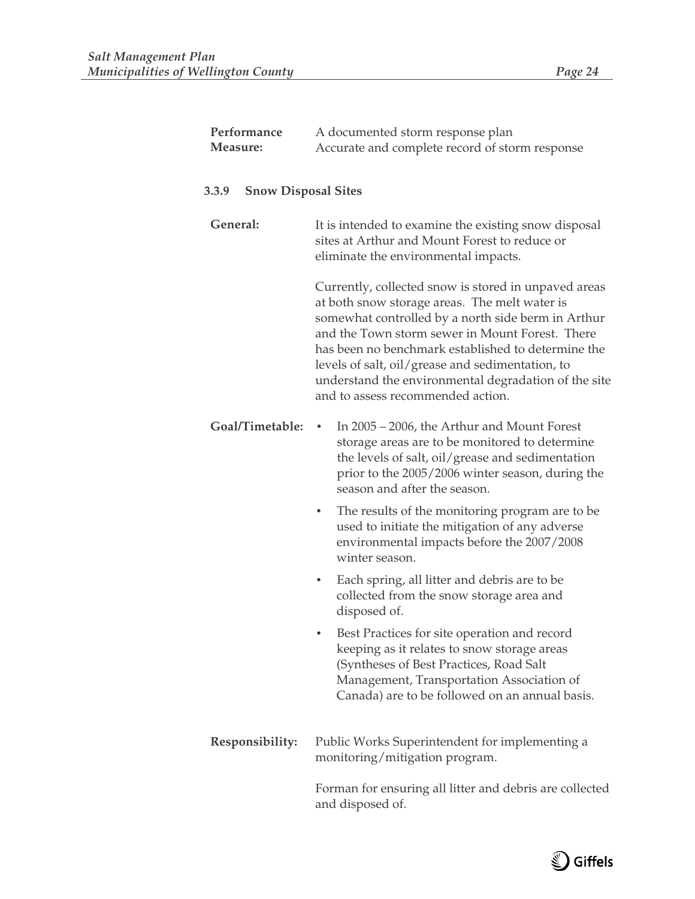**Performance Measure:** A documented storm response plan
Accurate and complete record of storm response

### 3.3.9 Snow Disposal Sites

**General:** It is intended to examine the existing snow disposal sites at Arthur and Mount Forest to reduce or eliminate the environmental impacts.

Currently, collected snow is stored in unpaved areas at both snow storage areas. The melt water is somewhat controlled by a north side berm in Arthur and the Town storm sewer in Mount Forest. There has been no benchmark established to determine the levels of salt, oil/grease and sedimentation, to understand the environmental degradation of the site and to assess recommended action.

**Goal/Timetable:**

- In 2005 – 2006, the Arthur and Mount Forest storage areas are to be monitored to determine the levels of salt, oil/grease and sedimentation prior to the 2005/2006 winter season, during the season and after the season.
- The results of the monitoring program are to be used to initiate the mitigation of any adverse environmental impacts before the 2007/2008 winter season.
- Each spring, all litter and debris are to be collected from the snow storage area and disposed of.
- Best Practices for site operation and record keeping as it relates to snow storage areas (Syntheses of Best Practices, Road Salt Management, Transportation Association of Canada) are to be followed on an annual basis.

**Responsibility:** Public Works Superintendent for implementing a monitoring/mitigation program.

Forman for ensuring all litter and debris are collected and disposed of.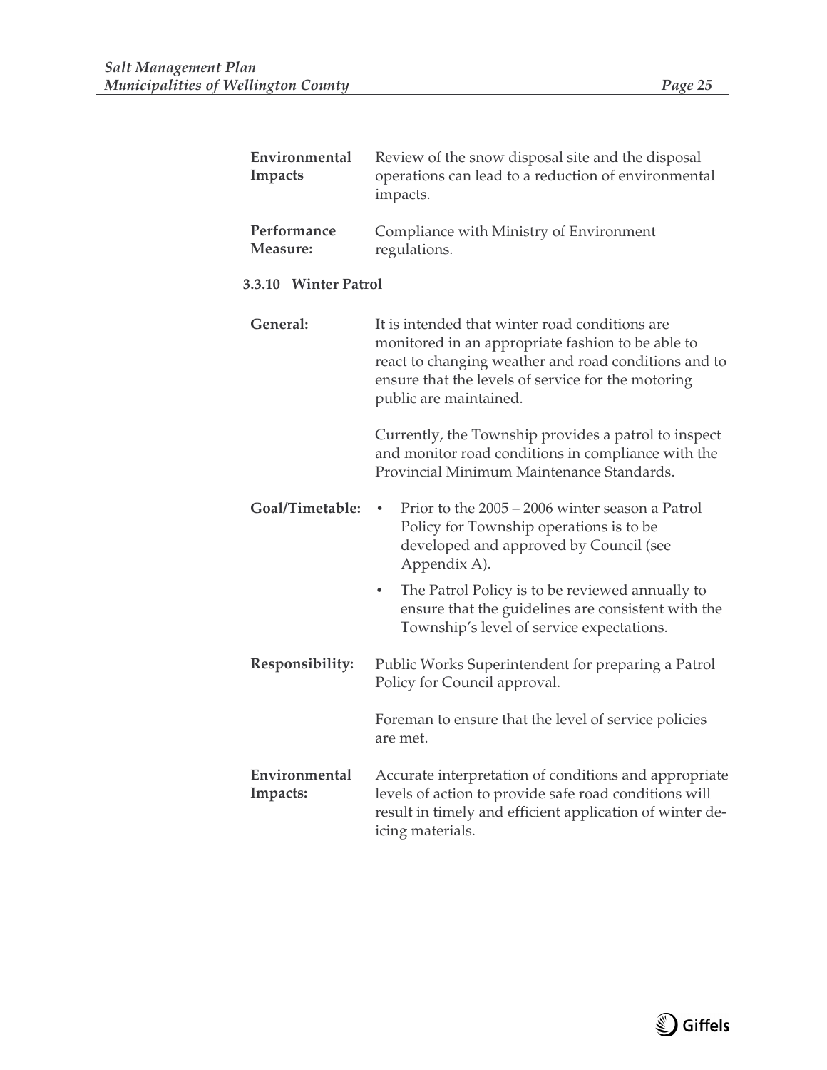**Environmental Impacts** Review of the snow disposal site and the disposal operations can lead to a reduction of environmental impacts.

**Performance Measure:** Compliance with Ministry of Environment regulations.

### 3.3.10 Winter Patrol

**General:** It is intended that winter road conditions are monitored in an appropriate fashion to be able to react to changing weather and road conditions and to ensure that the levels of service for the motoring public are maintained.

Currently, the Township provides a patrol to inspect and monitor road conditions in compliance with the Provincial Minimum Maintenance Standards.

**Goal/Timetable:**

- Prior to the 2005 – 2006 winter season a Patrol Policy for Township operations is to be developed and approved by Council (see Appendix A).
- The Patrol Policy is to be reviewed annually to ensure that the guidelines are consistent with the Township's level of service expectations.

**Responsibility:** Public Works Superintendent for preparing a Patrol Policy for Council approval.

Foreman to ensure that the level of service policies are met.

**Environmental Impacts:** Accurate interpretation of conditions and appropriate levels of action to provide safe road conditions will result in timely and efficient application of winter de-icing materials.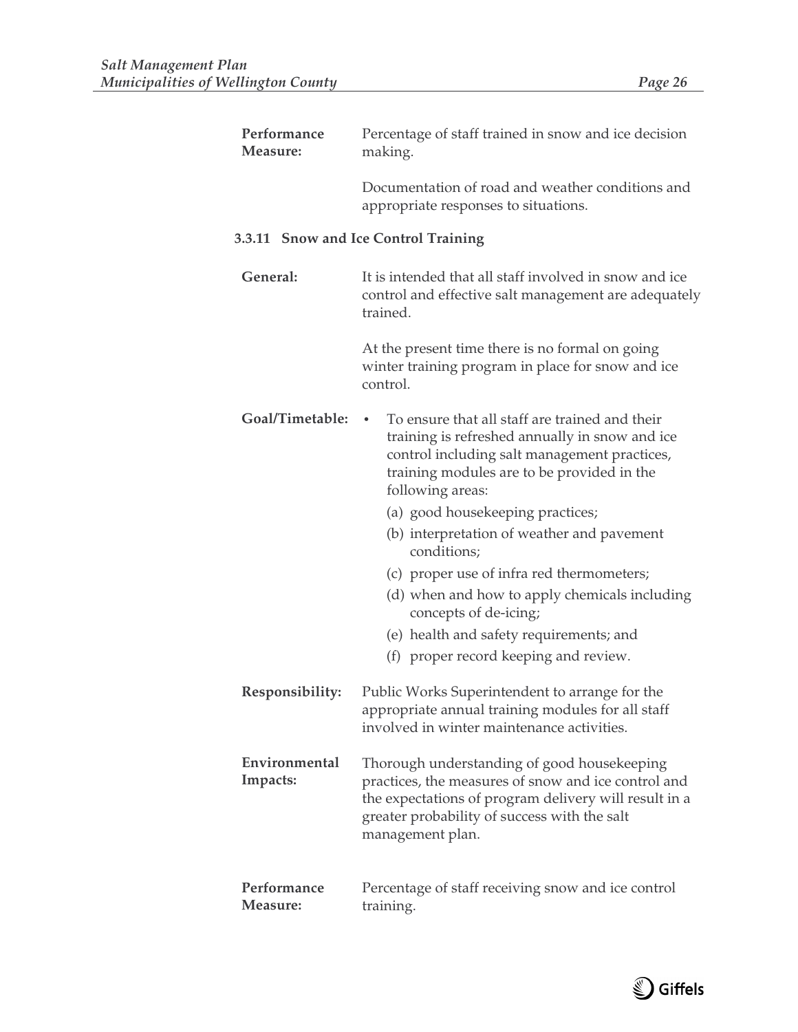**Performance Measure:** Percentage of staff trained in snow and ice decision making.

Documentation of road and weather conditions and appropriate responses to situations.

#### 3.3.11 Snow and Ice Control Training

**General:** It is intended that all staff involved in snow and ice control and effective salt management are adequately trained.

At the present time there is no formal on going winter training program in place for snow and ice control.

**Goal/Timetable:**

- To ensure that all staff are trained and their training is refreshed annually in snow and ice control including salt management practices, training modules are to be provided in the following areas:
  - (a) good housekeeping practices;
  - (b) interpretation of weather and pavement conditions;
  - (c) proper use of infra red thermometers;
  - (d) when and how to apply chemicals including concepts of de-icing;
  - (e) health and safety requirements; and
  - (f) proper record keeping and review.

**Responsibility:** Public Works Superintendent to arrange for the appropriate annual training modules for all staff involved in winter maintenance activities.

**Environmental Impacts:** Thorough understanding of good housekeeping practices, the measures of snow and ice control and the expectations of program delivery will result in a greater probability of success with the salt management plan.

**Performance Measure:** Percentage of staff receiving snow and ice control training.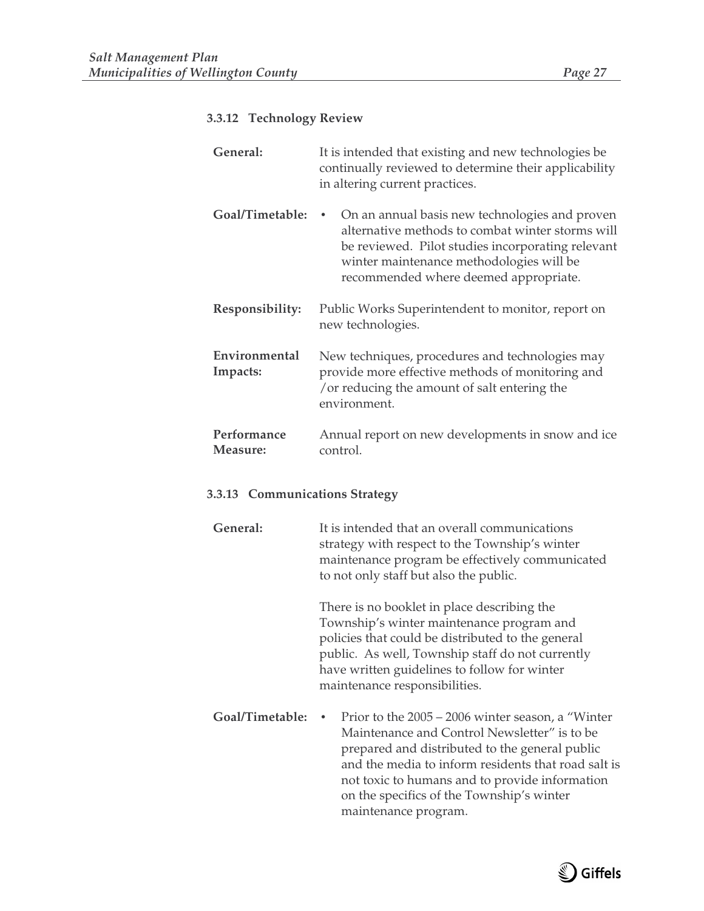### 3.3.12 Technology Review

**General:** It is intended that existing and new technologies be continually reviewed to determine their applicability in altering current practices.

**Goal/Timetable:**

- On an annual basis new technologies and proven alternative methods to combat winter storms will be reviewed. Pilot studies incorporating relevant winter maintenance methodologies will be recommended where deemed appropriate.

**Responsibility:** Public Works Superintendent to monitor, report on new technologies.

**Environmental Impacts:** New techniques, procedures and technologies may provide more effective methods of monitoring and /or reducing the amount of salt entering the environment.

**Performance Measure:** Annual report on new developments in snow and ice control.

### 3.3.13 Communications Strategy

**General:** It is intended that an overall communications strategy with respect to the Township's winter maintenance program be effectively communicated to not only staff but also the public.

There is no booklet in place describing the Township's winter maintenance program and policies that could be distributed to the general public. As well, Township staff do not currently have written guidelines to follow for winter maintenance responsibilities.

**Goal/Timetable:**

- Prior to the 2005 – 2006 winter season, a "Winter Maintenance and Control Newsletter" is to be prepared and distributed to the general public and the media to inform residents that road salt is not toxic to humans and to provide information on the specifics of the Township's winter maintenance program.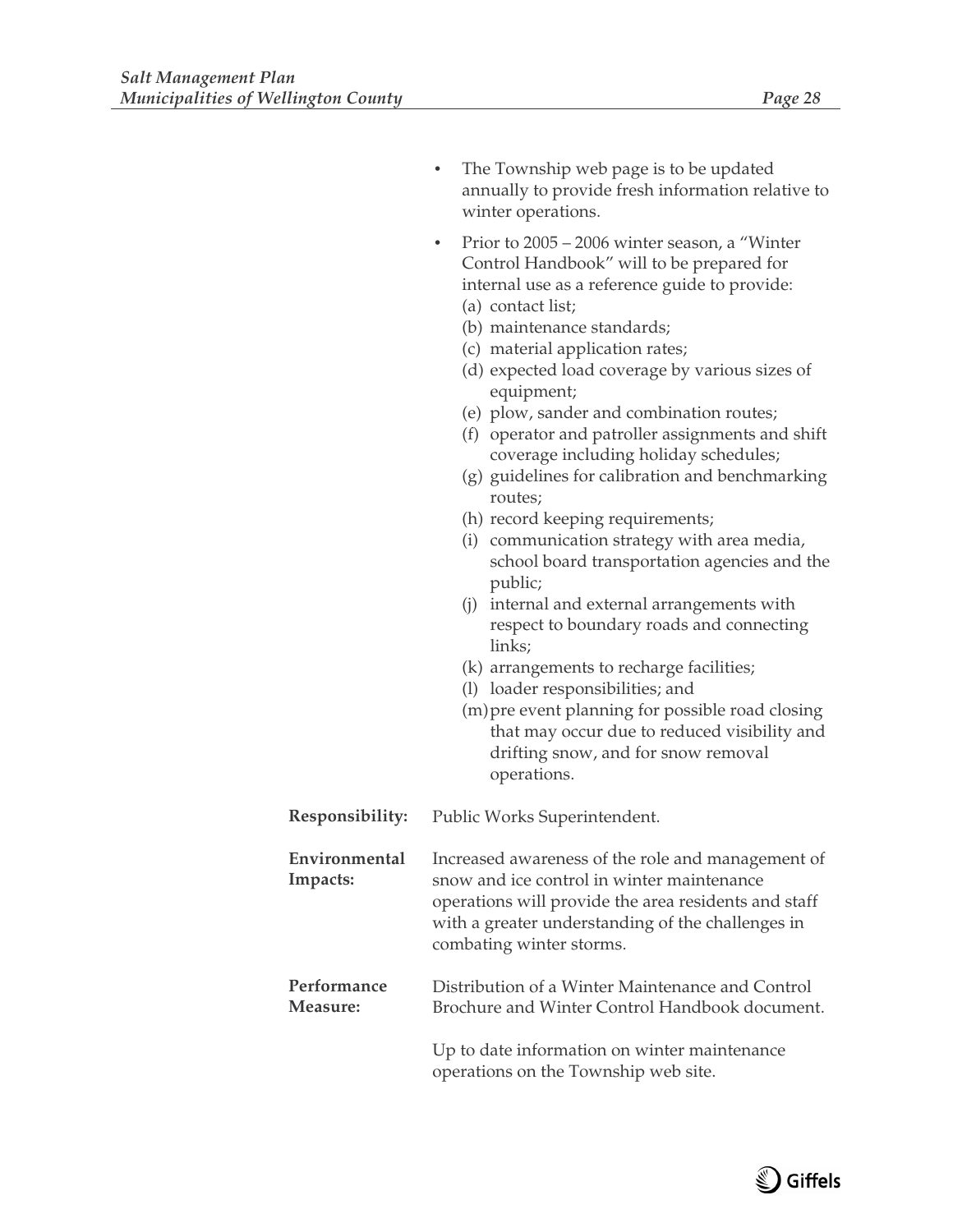- The Township web page is to be updated annually to provide fresh information relative to winter operations.
- Prior to 2005 – 2006 winter season, a "Winter Control Handbook" will to be prepared for internal use as a reference guide to provide:
  - (a) contact list;
  - (b) maintenance standards;
  - (c) material application rates;
  - (d) expected load coverage by various sizes of equipment;
  - (e) plow, sander and combination routes;
  - (f) operator and patroller assignments and shift coverage including holiday schedules;
  - (g) guidelines for calibration and benchmarking routes;
  - (h) record keeping requirements;
  - (i) communication strategy with area media, school board transportation agencies and the public;
  - (j) internal and external arrangements with respect to boundary roads and connecting links;
  - (k) arrangements to recharge facilities;
  - (l) loader responsibilities; and
  - (m) pre event planning for possible road closing that may occur due to reduced visibility and drifting snow, and for snow removal operations.

**Responsibility:** Public Works Superintendent.

**Environmental Impacts:** Increased awareness of the role and management of snow and ice control in winter maintenance operations will provide the area residents and staff with a greater understanding of the challenges in combating winter storms.

**Performance Measure:** Distribution of a Winter Maintenance and Control Brochure and Winter Control Handbook document.

Up to date information on winter maintenance operations on the Township web site.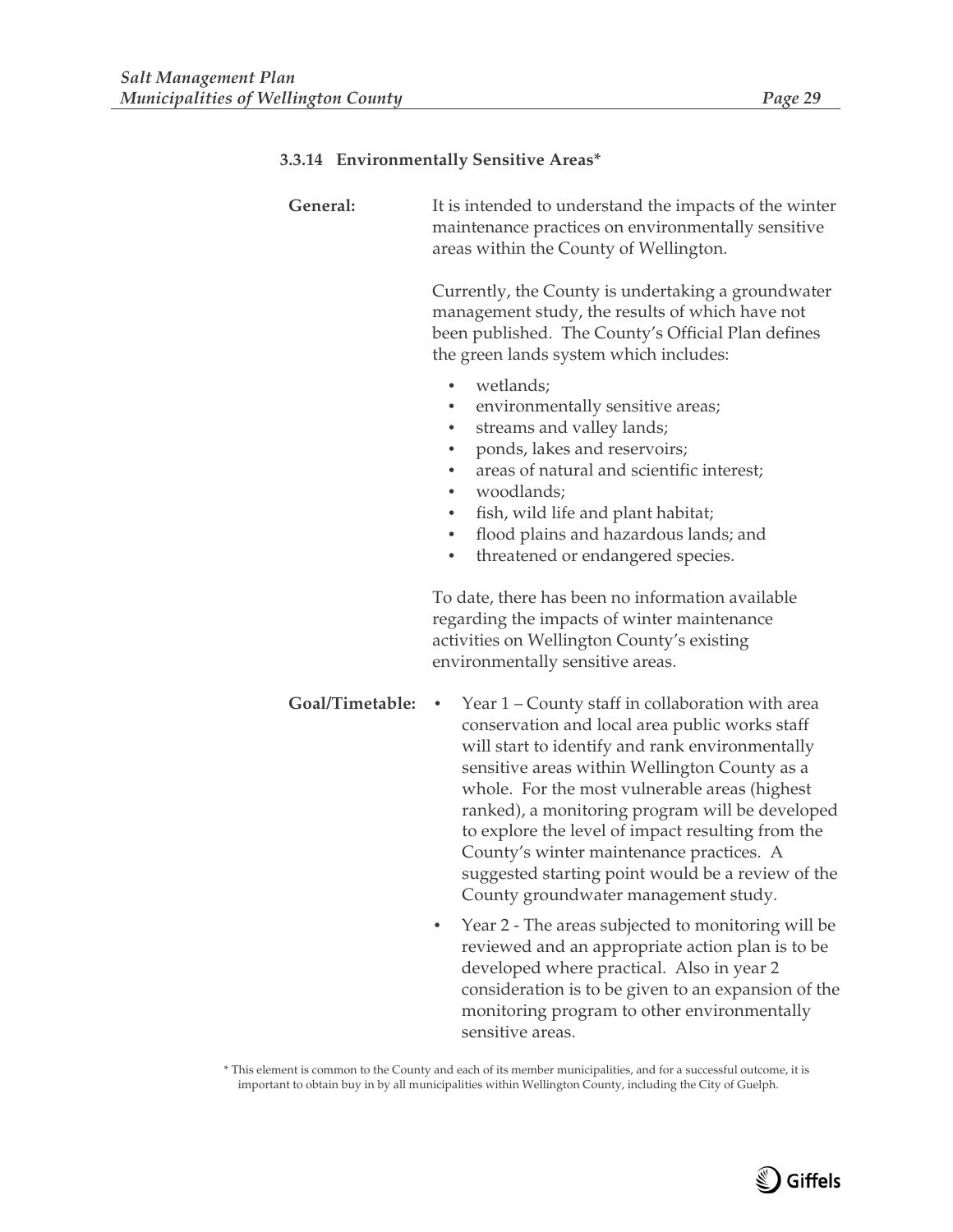### 3.3.14 Environmentally Sensitive Areas*

**General:** It is intended to understand the impacts of the winter maintenance practices on environmentally sensitive areas within the County of Wellington.

Currently, the County is undertaking a groundwater management study, the results of which have not been published. The County's Official Plan defines the green lands system which includes:

- wetlands;
- environmentally sensitive areas;
- streams and valley lands;
- ponds, lakes and reservoirs;
- areas of natural and scientific interest;
- woodlands;
- fish, wild life and plant habitat;
- flood plains and hazardous lands; and
- threatened or endangered species.

To date, there has been no information available regarding the impacts of winter maintenance activities on Wellington County's existing environmentally sensitive areas.

**Goal/Timetable:**

- Year 1 – County staff in collaboration with area conservation and local area public works staff will start to identify and rank environmentally sensitive areas within Wellington County as a whole. For the most vulnerable areas (highest ranked), a monitoring program will be developed to explore the level of impact resulting from the County's winter maintenance practices. A suggested starting point would be a review of the County groundwater management study.
- Year 2 - The areas subjected to monitoring will be reviewed and an appropriate action plan is to be developed where practical. Also in year 2 consideration is to be given to an expansion of the monitoring program to other environmentally sensitive areas.

\* This element is common to the County and each of its member municipalities, and for a successful outcome, it is important to obtain buy in by all municipalities within Wellington County, including the City of Guelph.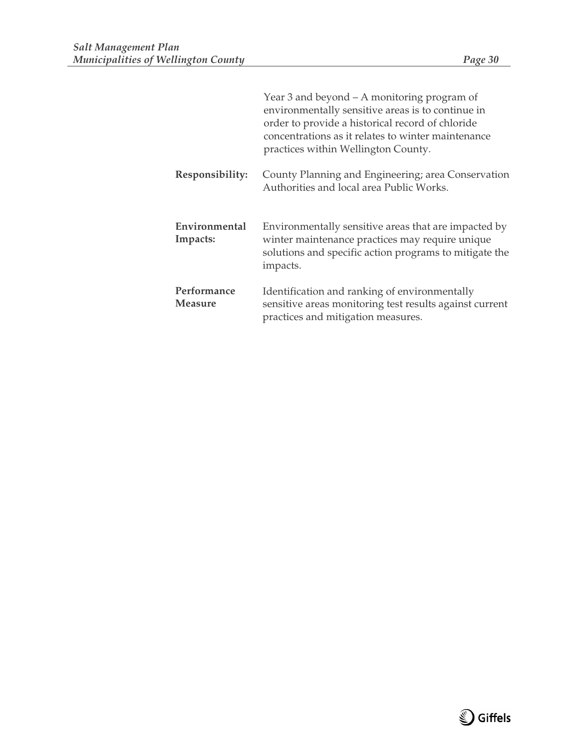Year 3 and beyond – A monitoring program of environmentally sensitive areas is to continue in order to provide a historical record of chloride concentrations as it relates to winter maintenance practices within Wellington County.

**Responsibility:** County Planning and Engineering; area Conservation Authorities and local area Public Works.

**Environmental Impacts:** Environmentally sensitive areas that are impacted by winter maintenance practices may require unique solutions and specific action programs to mitigate the impacts.

**Performance Measure** Identification and ranking of environmentally sensitive areas monitoring test results against current practices and mitigation measures.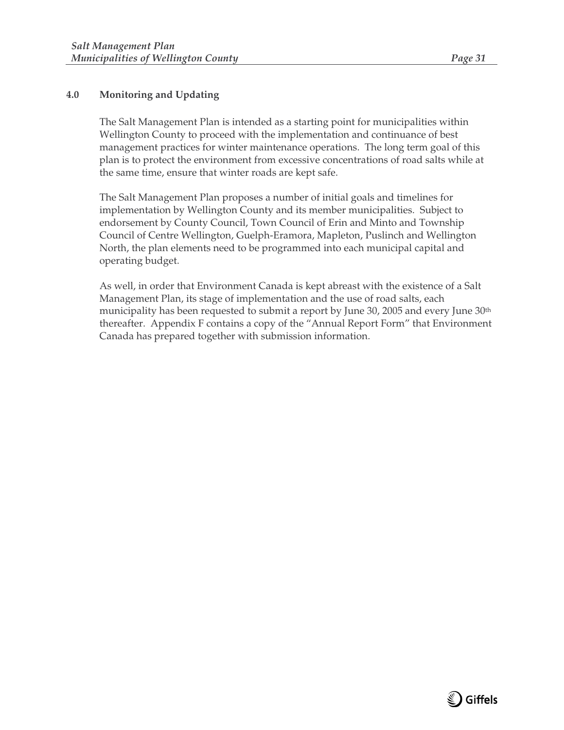## 4.0 Monitoring and Updating

The Salt Management Plan is intended as a starting point for municipalities within Wellington County to proceed with the implementation and continuance of best management practices for winter maintenance operations. The long term goal of this plan is to protect the environment from excessive concentrations of road salts while at the same time, ensure that winter roads are kept safe.

The Salt Management Plan proposes a number of initial goals and timelines for implementation by Wellington County and its member municipalities. Subject to endorsement by County Council, Town Council of Erin and Minto and Township Council of Centre Wellington, Guelph-Eramora, Mapleton, Puslinch and Wellington North, the plan elements need to be programmed into each municipal capital and operating budget.

As well, in order that Environment Canada is kept abreast with the existence of a Salt Management Plan, its stage of implementation and the use of road salts, each municipality has been requested to submit a report by June 30, 2005 and every June 30th thereafter. Appendix F contains a copy of the "Annual Report Form" that Environment Canada has prepared together with submission information.